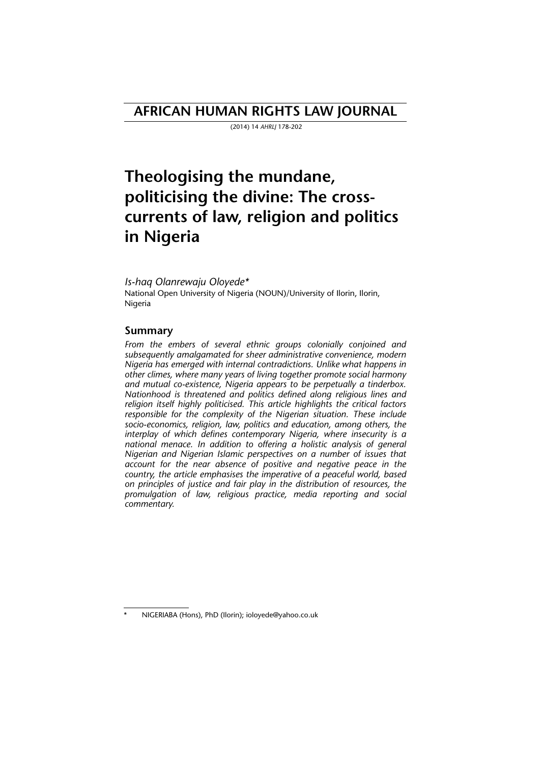# AFRICAN HUMAN RIGHTS LAW JOURNAL

(2014) 14 *AHRLJ* 178-202

# Theologising the mundane, politicising the divine: The cross-currents of law, religion and politics in Nigeria

*Is-haq Olanrewaju Oloyede**

National Open University of Nigeria (NOUN)/University of Ilorin, Ilorin, Nigeria

## Summary

*From the embers of several ethnic groups colonially conjoined and subsequently amalgamated for sheer administrative convenience, modern Nigeria has emerged with internal contradictions. Unlike what happens in other climes, where many years of living together promote social harmony and mutual co-existence, Nigeria appears to be perpetually a tinderbox. Nationhood is threatened and politics defined along religious lines and religion itself highly politicised. This article highlights the critical factors responsible for the complexity of the Nigerian situation. These include socio-economics, religion, law, politics and education, among others, the interplay of which defines contemporary Nigeria, where insecurity is a national menace. In addition to offering a holistic analysis of general Nigerian and Nigerian Islamic perspectives on a number of issues that account for the near absence of positive and negative peace in the country, the article emphasises the imperative of a peaceful world, based on principles of justice and fair play in the distribution of resources, the promulgation of law, religious practice, media reporting and social commentary.*

---

\* NIGERIABA (Hons), PhD (Ilorin); ioloyede@yahoo.co.uk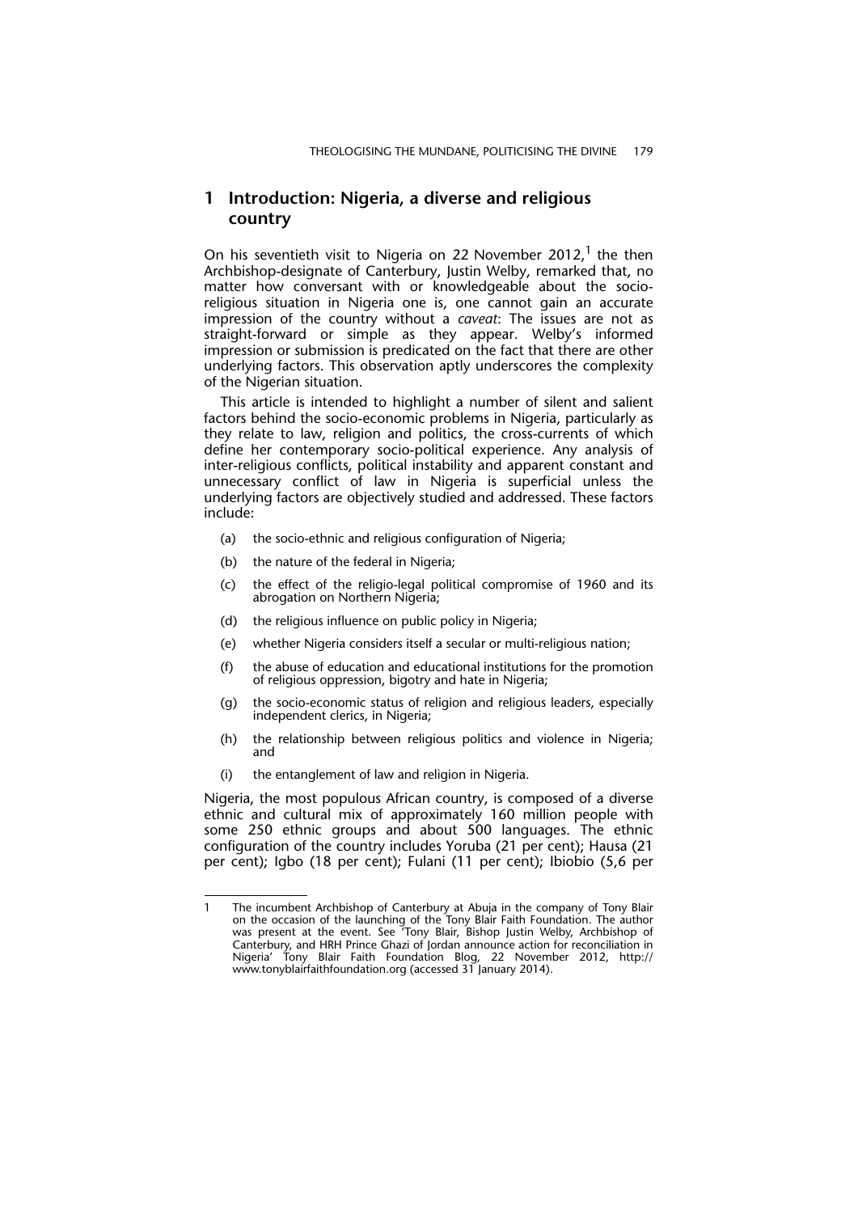## 1 Introduction: Nigeria, a diverse and religious country

On his seventieth visit to Nigeria on 22 November 2012,[1] the then Archbishop-designate of Canterbury, Justin Welby, remarked that, no matter how conversant with or knowledgeable about the socio-religious situation in Nigeria one is, one cannot gain an accurate impression of the country without a *caveat*: The issues are not as straight-forward or simple as they appear. Welby's informed impression or submission is predicated on the fact that there are other underlying factors. This observation aptly underscores the complexity of the Nigerian situation.

This article is intended to highlight a number of silent and salient factors behind the socio-economic problems in Nigeria, particularly as they relate to law, religion and politics, the cross-currents of which define her contemporary socio-political experience. Any analysis of inter-religious conflicts, political instability and apparent constant and unnecessary conflict of law in Nigeria is superficial unless the underlying factors are objectively studied and addressed. These factors include:

(a) the socio-ethnic and religious configuration of Nigeria;

(b) the nature of the federal in Nigeria;

(c) the effect of the religio-legal political compromise of 1960 and its abrogation on Northern Nigeria;

(d) the religious influence on public policy in Nigeria;

(e) whether Nigeria considers itself a secular or multi-religious nation;

(f) the abuse of education and educational institutions for the promotion of religious oppression, bigotry and hate in Nigeria;

(g) the socio-economic status of religion and religious leaders, especially independent clerics, in Nigeria;

(h) the relationship between religious politics and violence in Nigeria; and

(i) the entanglement of law and religion in Nigeria.

Nigeria, the most populous African country, is composed of a diverse ethnic and cultural mix of approximately 160 million people with some 250 ethnic groups and about 500 languages. The ethnic configuration of the country includes Yoruba (21 per cent); Hausa (21 per cent); Igbo (18 per cent); Fulani (11 per cent); Ibiobio (5,6 per

---

[1] The incumbent Archbishop of Canterbury at Abuja in the company of Tony Blair on the occasion of the launching of the Tony Blair Faith Foundation. The author was present at the event. See 'Tony Blair, Bishop Justin Welby, Archbishop of Canterbury, and HRH Prince Ghazi of Jordan announce action for reconciliation in Nigeria' Tony Blair Faith Foundation Blog, 22 November 2012, http://www.tonyblairfaithfoundation.org (accessed 31 January 2014).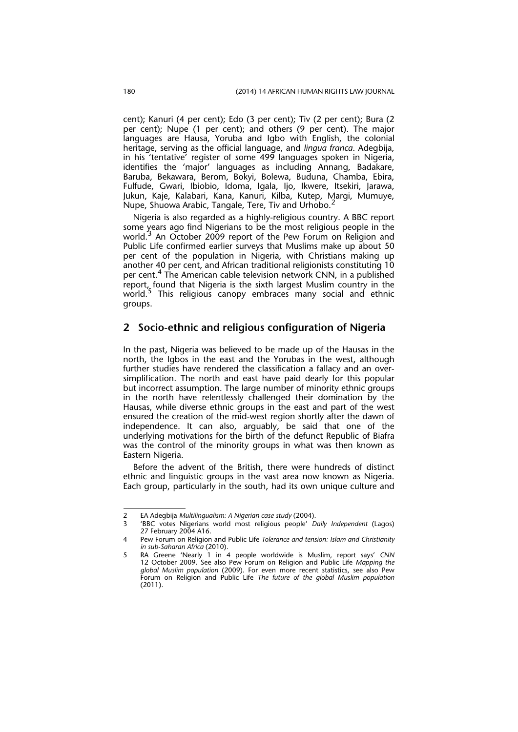cent); Kanuri (4 per cent); Edo (3 per cent); Tiv (2 per cent); Bura (2 per cent); Nupe (1 per cent); and others (9 per cent). The major languages are Hausa, Yoruba and Igbo with English, the colonial heritage, serving as the official language, and *lingua franca*. Adegbija, in his 'tentative' register of some 499 languages spoken in Nigeria, identifies the 'major' languages as including Annang, Badakare, Baruba, Bekawara, Berom, Bokyi, Bolewa, Buduna, Chamba, Ebira, Fulfude, Gwari, Ibiobio, Idoma, Igala, Ijo, Ikwere, Itsekiri, Jarawa, Jukun, Kaje, Kalabari, Kana, Kanuri, Kilba, Kutep, Margi, Mumuye, Nupe, Shuowa Arabic, Tangale, Tere, Tiv and Urhobo.[2]

Nigeria is also regarded as a highly-religious country. A BBC report some years ago find Nigerians to be the most religious people in the world.[3] An October 2009 report of the Pew Forum on Religion and Public Life confirmed earlier surveys that Muslims make up about 50 per cent of the population in Nigeria, with Christians making up another 40 per cent, and African traditional religionists constituting 10 per cent.[4] The American cable television network CNN, in a published report, found that Nigeria is the sixth largest Muslim country in the world.[5] This religious canopy embraces many social and ethnic groups.

## 2 Socio-ethnic and religious configuration of Nigeria

In the past, Nigeria was believed to be made up of the Hausas in the north, the Igbos in the east and the Yorubas in the west, although further studies have rendered the classification a fallacy and an over-simplification. The north and east have paid dearly for this popular but incorrect assumption. The large number of minority ethnic groups in the north have relentlessly challenged their domination by the Hausas, while diverse ethnic groups in the east and part of the west ensured the creation of the mid-west region shortly after the dawn of independence. It can also, arguably, be said that one of the underlying motivations for the birth of the defunct Republic of Biafra was the control of the minority groups in what was then known as Eastern Nigeria.

Before the advent of the British, there were hundreds of distinct ethnic and linguistic groups in the vast area now known as Nigeria. Each group, particularly in the south, had its own unique culture and

---

2 EA Adegbija *Multilingualism: A Nigerian case study* (2004).

3 'BBC votes Nigerians world most religious people' *Daily Independent* (Lagos) 27 February 2004 A16.

4 Pew Forum on Religion and Public Life *Tolerance and tension: Islam and Christianity in sub-Saharan Africa* (2010).

5 RA Greene 'Nearly 1 in 4 people worldwide is Muslim, report says' *CNN* 12 October 2009. See also Pew Forum on Religion and Public Life *Mapping the global Muslim population* (2009). For even more recent statistics, see also Pew Forum on Religion and Public Life *The future of the global Muslim population* (2011).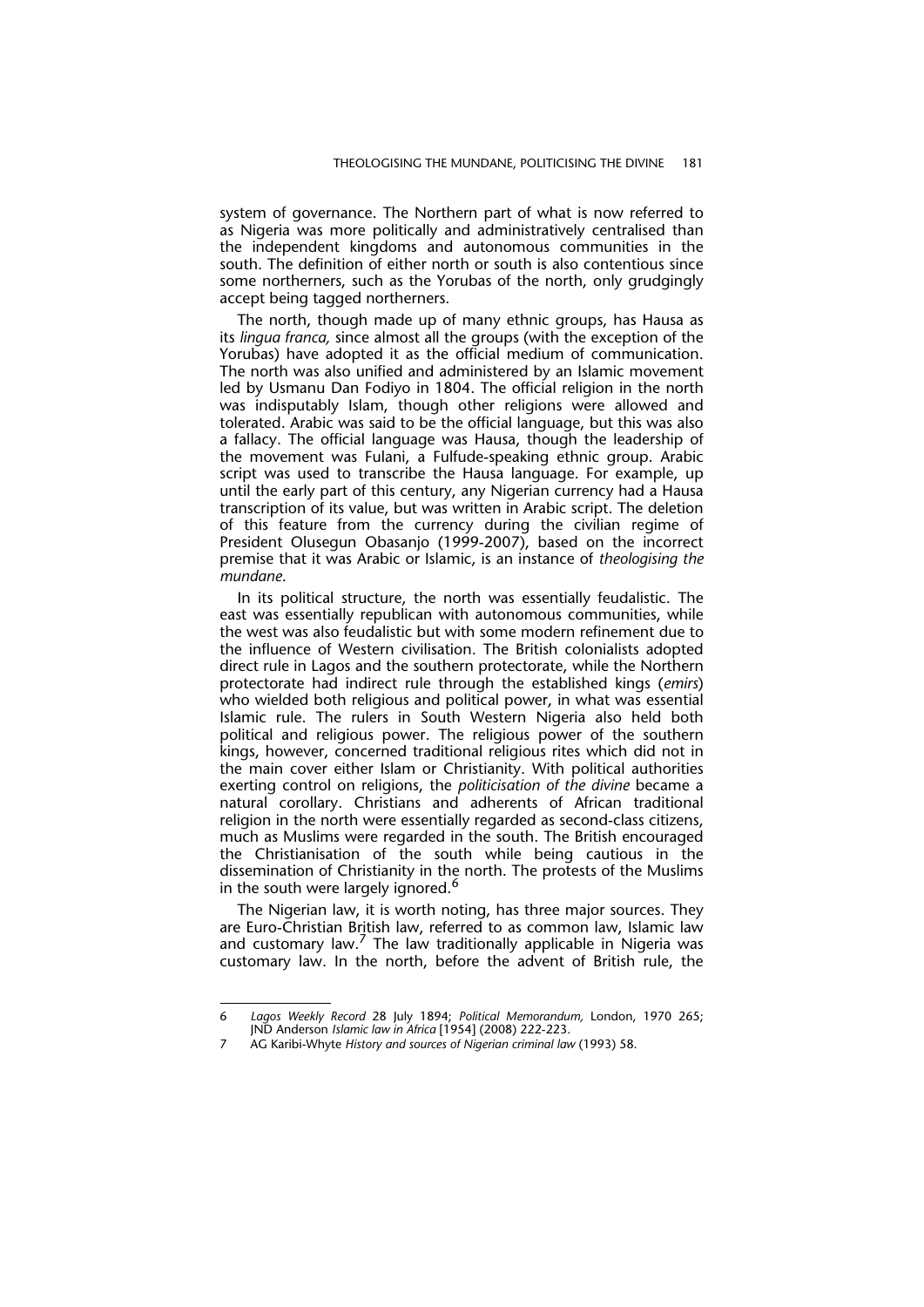system of governance. The Northern part of what is now referred to as Nigeria was more politically and administratively centralised than the independent kingdoms and autonomous communities in the south. The definition of either north or south is also contentious since some northerners, such as the Yorubas of the north, only grudgingly accept being tagged northerners.

The north, though made up of many ethnic groups, has Hausa as its *lingua franca,* since almost all the groups (with the exception of the Yorubas) have adopted it as the official medium of communication. The north was also unified and administered by an Islamic movement led by Usmanu Dan Fodiyo in 1804. The official religion in the north was indisputably Islam, though other religions were allowed and tolerated. Arabic was said to be the official language, but this was also a fallacy. The official language was Hausa, though the leadership of the movement was Fulani, a Fulfude-speaking ethnic group. Arabic script was used to transcribe the Hausa language. For example, up until the early part of this century, any Nigerian currency had a Hausa transcription of its value, but was written in Arabic script. The deletion of this feature from the currency during the civilian regime of President Olusegun Obasanjo (1999-2007), based on the incorrect premise that it was Arabic or Islamic, is an instance of *theologising the mundane*.

In its political structure, the north was essentially feudalistic. The east was essentially republican with autonomous communities, while the west was also feudalistic but with some modern refinement due to the influence of Western civilisation. The British colonialists adopted direct rule in Lagos and the southern protectorate, while the Northern protectorate had indirect rule through the established kings (*emirs*) who wielded both religious and political power, in what was essential Islamic rule. The rulers in South Western Nigeria also held both political and religious power. The religious power of the southern kings, however, concerned traditional religious rites which did not in the main cover either Islam or Christianity. With political authorities exerting control on religions, the *politicisation of the divine* became a natural corollary. Christians and adherents of African traditional religion in the north were essentially regarded as second-class citizens, much as Muslims were regarded in the south. The British encouraged the Christianisation of the south while being cautious in the dissemination of Christianity in the north. The protests of the Muslims in the south were largely ignored.[6]

The Nigerian law, it is worth noting, has three major sources. They are Euro-Christian British law, referred to as common law, Islamic law and customary law.[7] The law traditionally applicable in Nigeria was customary law. In the north, before the advent of British rule, the

---

6 *Lagos Weekly Record* 28 July 1894; *Political Memorandum,* London, 1970 265; JND Anderson *Islamic law in Africa* [1954] (2008) 222-223.

7 AG Karibi-Whyte *History and sources of Nigerian criminal law* (1993) 58.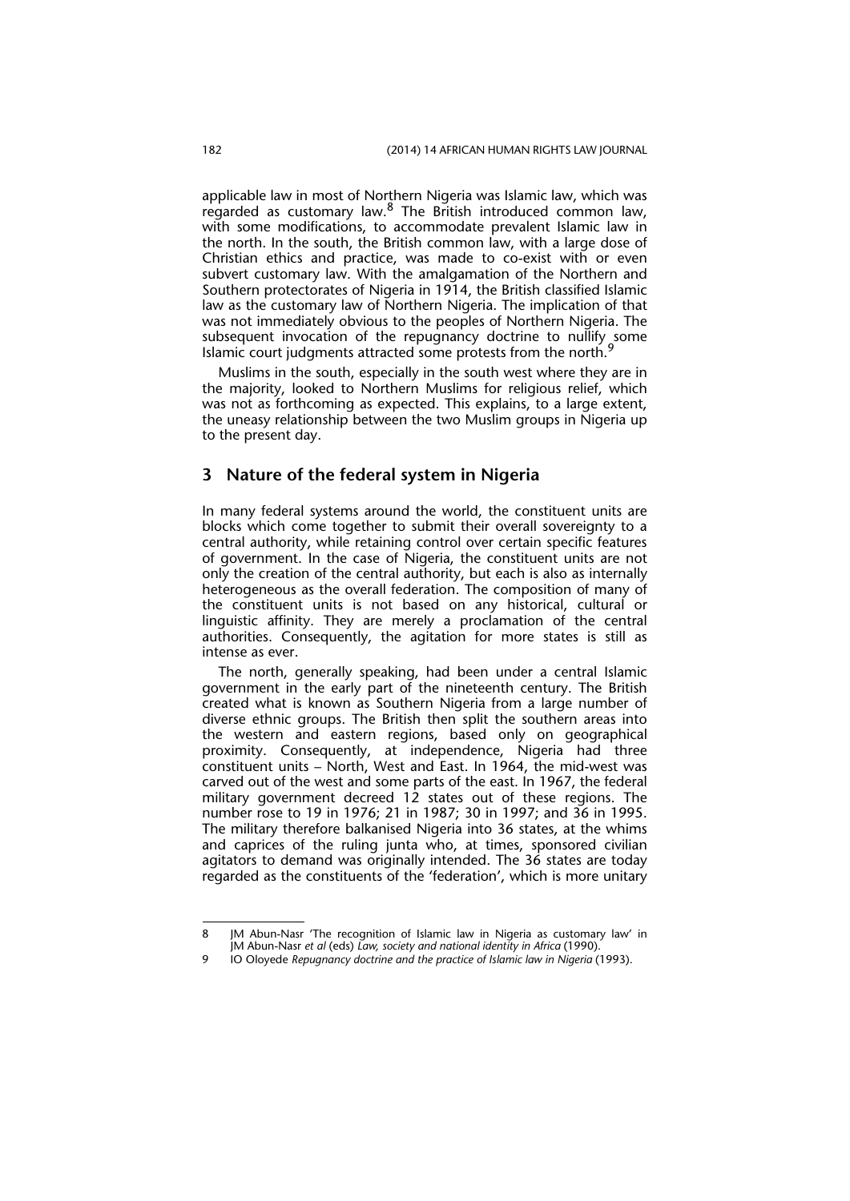applicable law in most of Northern Nigeria was Islamic law, which was regarded as customary law.[8] The British introduced common law, with some modifications, to accommodate prevalent Islamic law in the north. In the south, the British common law, with a large dose of Christian ethics and practice, was made to co-exist with or even subvert customary law. With the amalgamation of the Northern and Southern protectorates of Nigeria in 1914, the British classified Islamic law as the customary law of Northern Nigeria. The implication of that was not immediately obvious to the peoples of Northern Nigeria. The subsequent invocation of the repugnancy doctrine to nullify some Islamic court judgments attracted some protests from the north.[9]

Muslims in the south, especially in the south west where they are in the majority, looked to Northern Muslims for religious relief, which was not as forthcoming as expected. This explains, to a large extent, the uneasy relationship between the two Muslim groups in Nigeria up to the present day.

## 3 Nature of the federal system in Nigeria

In many federal systems around the world, the constituent units are blocks which come together to submit their overall sovereignty to a central authority, while retaining control over certain specific features of government. In the case of Nigeria, the constituent units are not only the creation of the central authority, but each is also as internally heterogeneous as the overall federation. The composition of many of the constituent units is not based on any historical, cultural or linguistic affinity. They are merely a proclamation of the central authorities. Consequently, the agitation for more states is still as intense as ever.

The north, generally speaking, had been under a central Islamic government in the early part of the nineteenth century. The British created what is known as Southern Nigeria from a large number of diverse ethnic groups. The British then split the southern areas into the western and eastern regions, based only on geographical proximity. Consequently, at independence, Nigeria had three constituent units – North, West and East. In 1964, the mid-west was carved out of the west and some parts of the east. In 1967, the federal military government decreed 12 states out of these regions. The number rose to 19 in 1976; 21 in 1987; 30 in 1997; and 36 in 1995. The military therefore balkanised Nigeria into 36 states, at the whims and caprices of the ruling junta who, at times, sponsored civilian agitators to demand was originally intended. The 36 states are today regarded as the constituents of the 'federation', which is more unitary

---

8 JM Abun-Nasr 'The recognition of Islamic law in Nigeria as customary law' in JM Abun-Nasr *et al* (eds) *Law, society and national identity in Africa* (1990).

9 IO Oloyede *Repugnancy doctrine and the practice of Islamic law in Nigeria* (1993).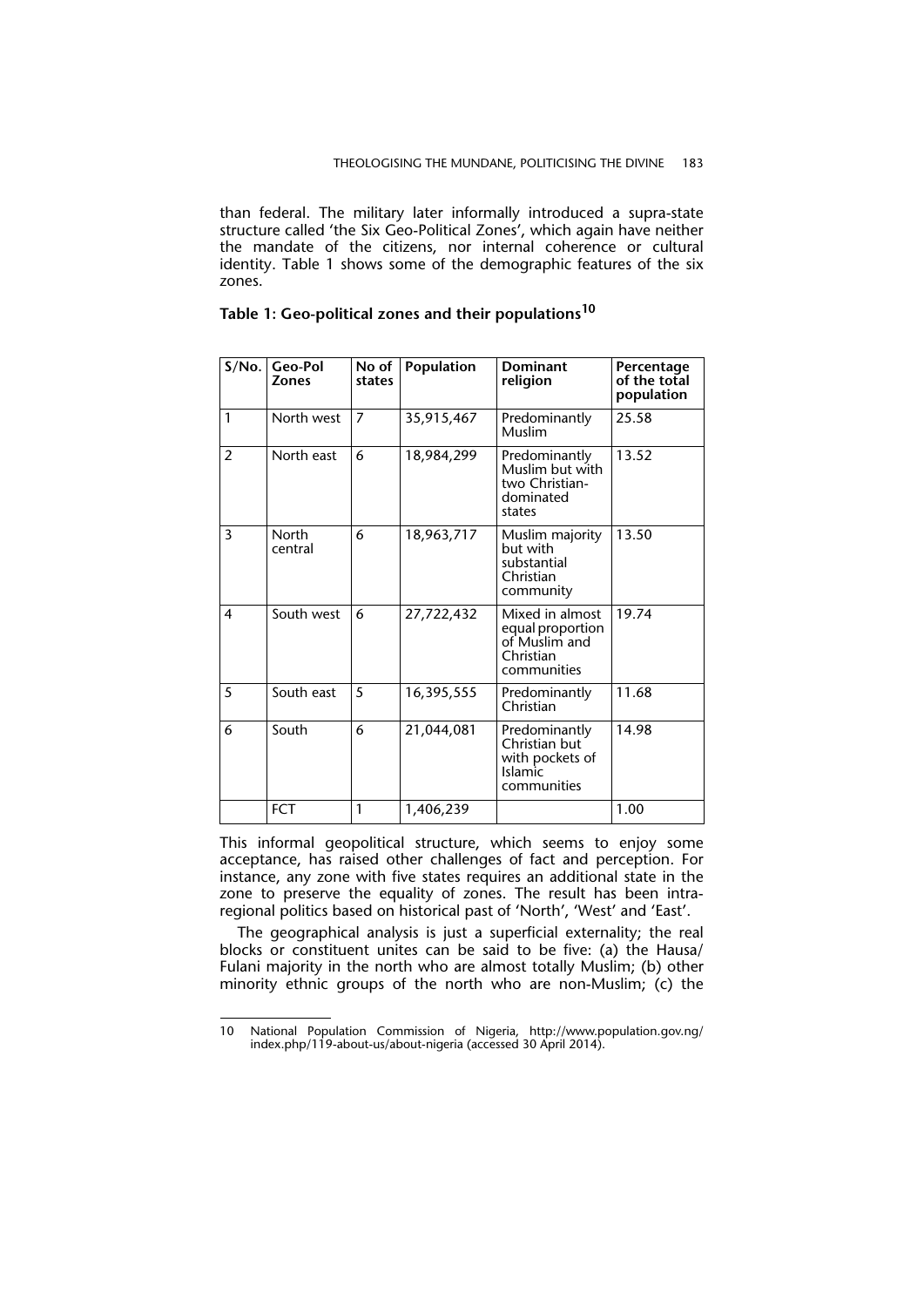than federal. The military later informally introduced a supra-state structure called 'the Six Geo-Political Zones', which again have neither the mandate of the citizens, nor internal coherence or cultural identity. Table 1 shows some of the demographic features of the six zones.

**Table 1: Geo-political zones and their populations**[10]

| S/No. | Geo-Pol Zones | No of states | Population | Dominant religion | Percentage of the total population |
|---|---|---|---|---|---|
| 1 | North west | 7 | 35,915,467 | Predominantly Muslim | 25.58 |
| 2 | North east | 6 | 18,984,299 | Predominantly Muslim but with two Christian-dominated states | 13.52 |
| 3 | North central | 6 | 18,963,717 | Muslim majority but with substantial Christian community | 13.50 |
| 4 | South west | 6 | 27,722,432 | Mixed in almost equal proportion of Muslim and Christian communities | 19.74 |
| 5 | South east | 5 | 16,395,555 | Predominantly Christian | 11.68 |
| 6 | South | 6 | 21,044,081 | Predominantly Christian but with pockets of Islamic communities | 14.98 |
| | FCT | 1 | 1,406,239 | | 1.00 |

This informal geopolitical structure, which seems to enjoy some acceptance, has raised other challenges of fact and perception. For instance, any zone with five states requires an additional state in the zone to preserve the equality of zones. The result has been intra-regional politics based on historical past of 'North', 'West' and 'East'.

The geographical analysis is just a superficial externality; the real blocks or constituent unites can be said to be five: (a) the Hausa/Fulani majority in the north who are almost totally Muslim; (b) other minority ethnic groups of the north who are non-Muslim; (c) the

10 National Population Commission of Nigeria, http://www.population.gov.ng/index.php/119-about-us/about-nigeria (accessed 30 April 2014).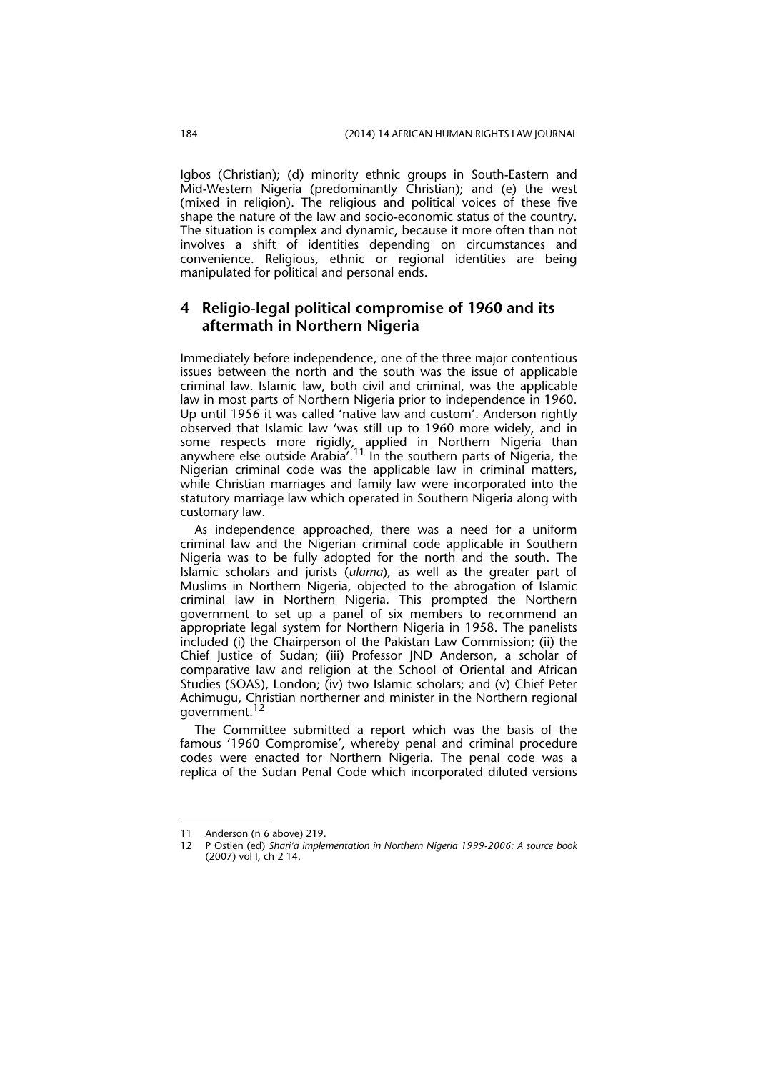Igbos (Christian); (d) minority ethnic groups in South-Eastern and Mid-Western Nigeria (predominantly Christian); and (e) the west (mixed in religion). The religious and political voices of these five shape the nature of the law and socio-economic status of the country. The situation is complex and dynamic, because it more often than not involves a shift of identities depending on circumstances and convenience. Religious, ethnic or regional identities are being manipulated for political and personal ends.

## 4 Religio-legal political compromise of 1960 and its aftermath in Northern Nigeria

Immediately before independence, one of the three major contentious issues between the north and the south was the issue of applicable criminal law. Islamic law, both civil and criminal, was the applicable law in most parts of Northern Nigeria prior to independence in 1960. Up until 1956 it was called 'native law and custom'. Anderson rightly observed that Islamic law 'was still up to 1960 more widely, and in some respects more rigidly, applied in Northern Nigeria than anywhere else outside Arabia'.[11] In the southern parts of Nigeria, the Nigerian criminal code was the applicable law in criminal matters, while Christian marriages and family law were incorporated into the statutory marriage law which operated in Southern Nigeria along with customary law.

As independence approached, there was a need for a uniform criminal law and the Nigerian criminal code applicable in Southern Nigeria was to be fully adopted for the north and the south. The Islamic scholars and jurists (*ulama*), as well as the greater part of Muslims in Northern Nigeria, objected to the abrogation of Islamic criminal law in Northern Nigeria. This prompted the Northern government to set up a panel of six members to recommend an appropriate legal system for Northern Nigeria in 1958. The panelists included (i) the Chairperson of the Pakistan Law Commission; (ii) the Chief Justice of Sudan; (iii) Professor JND Anderson, a scholar of comparative law and religion at the School of Oriental and African Studies (SOAS), London; (iv) two Islamic scholars; and (v) Chief Peter Achimugu, Christian northerner and minister in the Northern regional government.[12]

The Committee submitted a report which was the basis of the famous '1960 Compromise', whereby penal and criminal procedure codes were enacted for Northern Nigeria. The penal code was a replica of the Sudan Penal Code which incorporated diluted versions

---

11 Anderson (n 6 above) 219.

12 P Ostien (ed) *Shari'a implementation in Northern Nigeria 1999-2006: A source book* (2007) vol I, ch 2 14.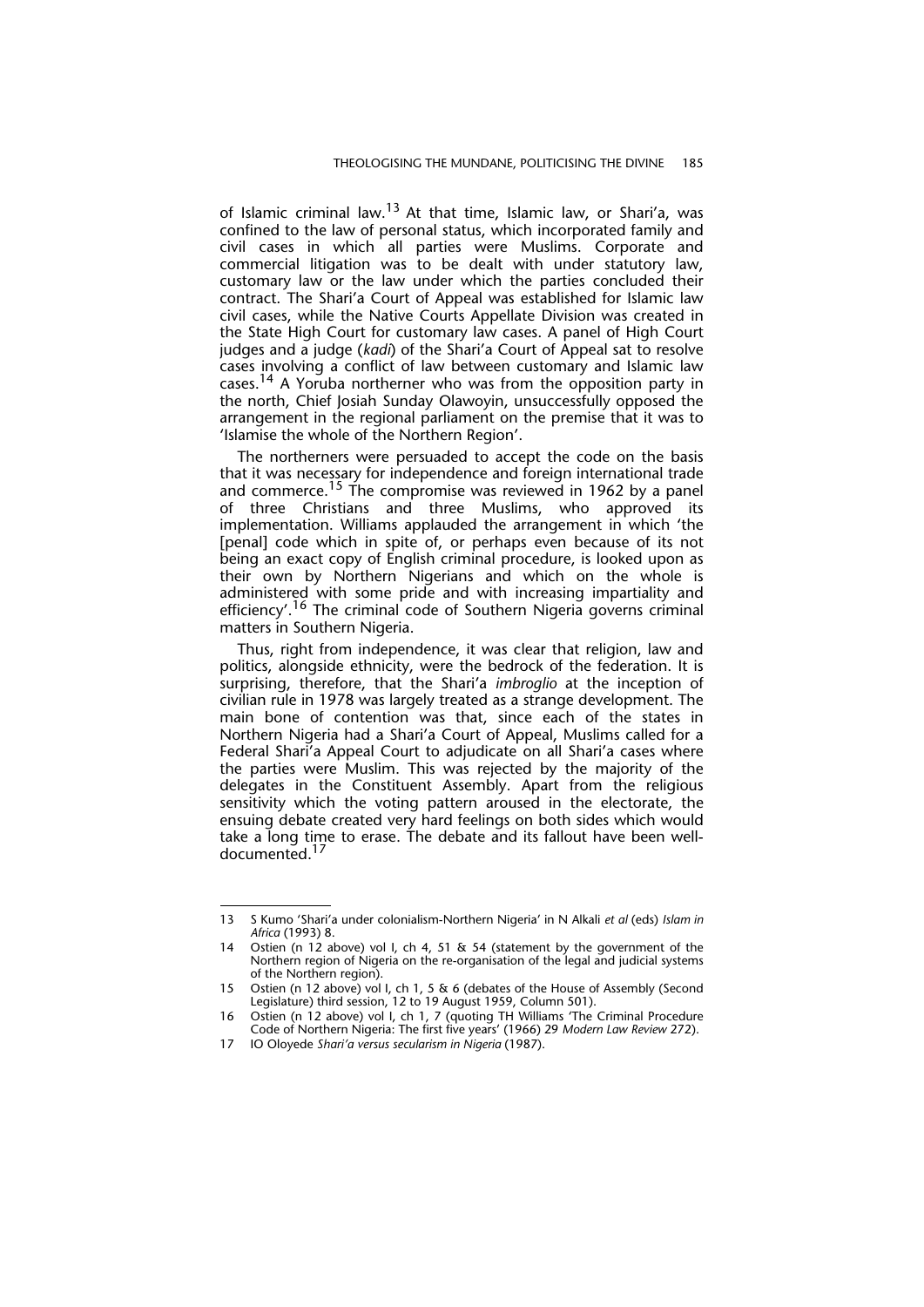of Islamic criminal law.[13] At that time, Islamic law, or Shari'a, was confined to the law of personal status, which incorporated family and civil cases in which all parties were Muslims. Corporate and commercial litigation was to be dealt with under statutory law, customary law or the law under which the parties concluded their contract. The Shari'a Court of Appeal was established for Islamic law civil cases, while the Native Courts Appellate Division was created in the State High Court for customary law cases. A panel of High Court judges and a judge (*kadi*) of the Shari'a Court of Appeal sat to resolve cases involving a conflict of law between customary and Islamic law cases.[14] A Yoruba northerner who was from the opposition party in the north, Chief Josiah Sunday Olawoyin, unsuccessfully opposed the arrangement in the regional parliament on the premise that it was to 'Islamise the whole of the Northern Region'.

The northerners were persuaded to accept the code on the basis that it was necessary for independence and foreign international trade and commerce.[15] The compromise was reviewed in 1962 by a panel of three Christians and three Muslims, who approved its implementation. Williams applauded the arrangement in which 'the [penal] code which in spite of, or perhaps even because of its not being an exact copy of English criminal procedure, is looked upon as their own by Northern Nigerians and which on the whole is administered with some pride and with increasing impartiality and efficiency'.[16] The criminal code of Southern Nigeria governs criminal matters in Southern Nigeria.

Thus, right from independence, it was clear that religion, law and politics, alongside ethnicity, were the bedrock of the federation. It is surprising, therefore, that the Shari'a *imbroglio* at the inception of civilian rule in 1978 was largely treated as a strange development. The main bone of contention was that, since each of the states in Northern Nigeria had a Shari'a Court of Appeal, Muslims called for a Federal Shari'a Appeal Court to adjudicate on all Shari'a cases where the parties were Muslim. This was rejected by the majority of the delegates in the Constituent Assembly. Apart from the religious sensitivity which the voting pattern aroused in the electorate, the ensuing debate created very hard feelings on both sides which would take a long time to erase. The debate and its fallout have been well-documented.[17]

---

13 S Kumo 'Shari'a under colonialism-Northern Nigeria' in N Alkali *et al* (eds) *Islam in Africa* (1993) 8.

14 Ostien (n 12 above) vol I, ch 4, 51 & 54 (statement by the government of the Northern region of Nigeria on the re-organisation of the legal and judicial systems of the Northern region).

15 Ostien (n 12 above) vol I, ch 1, 5 & 6 (debates of the House of Assembly (Second Legislature) third session, 12 to 19 August 1959, Column 501).

16 Ostien (n 12 above) vol I, ch 1, 7 (quoting TH Williams 'The Criminal Procedure Code of Northern Nigeria: The first five years' (1966) 29 *Modern Law Review* 272).

17 IO Oloyede *Shari'a versus secularism in Nigeria* (1987).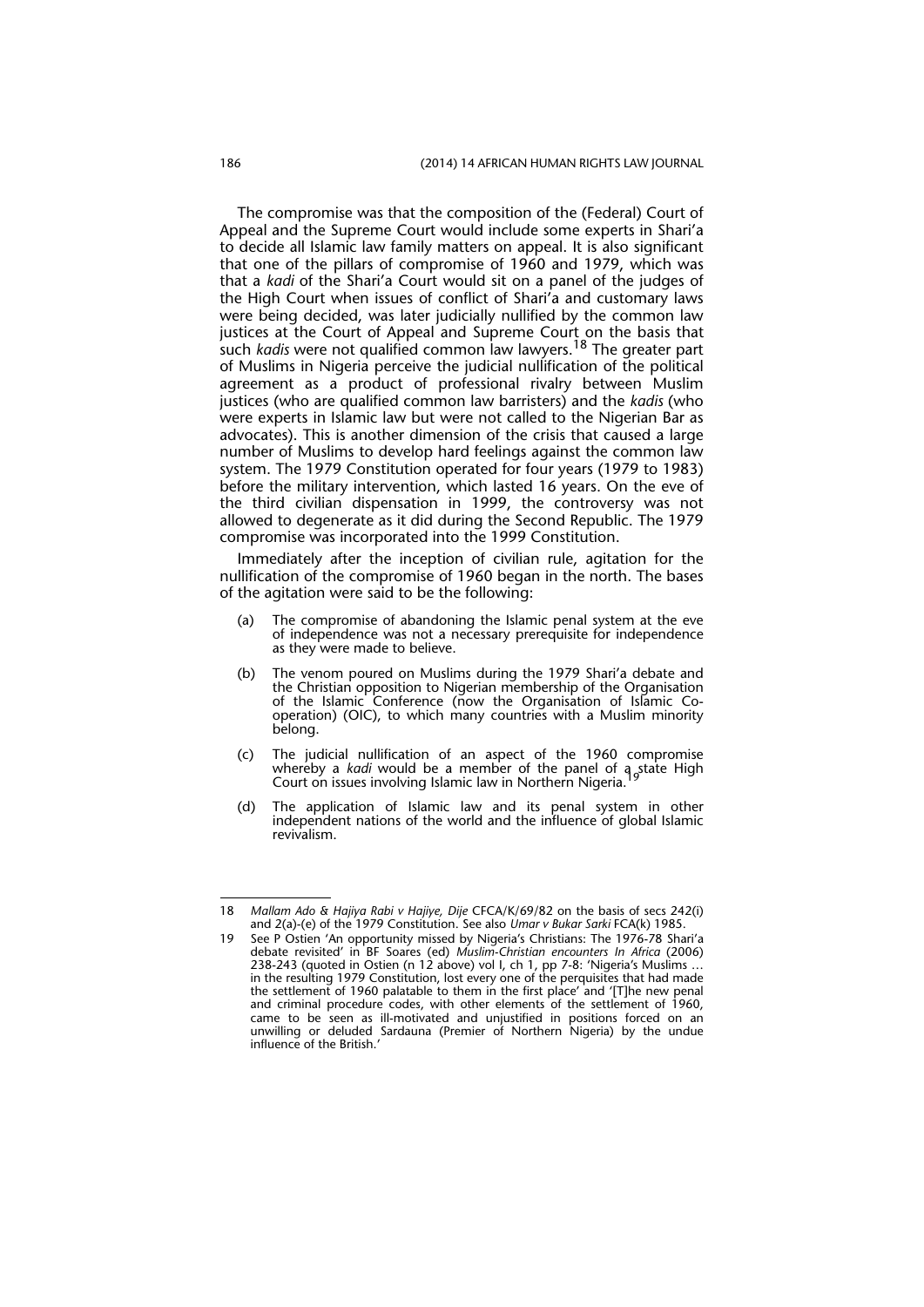The compromise was that the composition of the (Federal) Court of Appeal and the Supreme Court would include some experts in Shari'a to decide all Islamic law family matters on appeal. It is also significant that one of the pillars of compromise of 1960 and 1979, which was that a *kadi* of the Shari'a Court would sit on a panel of the judges of the High Court when issues of conflict of Shari'a and customary laws were being decided, was later judicially nullified by the common law justices at the Court of Appeal and Supreme Court on the basis that such *kadis* were not qualified common law lawyers.[18] The greater part of Muslims in Nigeria perceive the judicial nullification of the political agreement as a product of professional rivalry between Muslim justices (who are qualified common law barristers) and the *kadis* (who were experts in Islamic law but were not called to the Nigerian Bar as advocates). This is another dimension of the crisis that caused a large number of Muslims to develop hard feelings against the common law system. The 1979 Constitution operated for four years (1979 to 1983) before the military intervention, which lasted 16 years. On the eve of the third civilian dispensation in 1999, the controversy was not allowed to degenerate as it did during the Second Republic. The 1979 compromise was incorporated into the 1999 Constitution.

Immediately after the inception of civilian rule, agitation for the nullification of the compromise of 1960 began in the north. The bases of the agitation were said to be the following:

(a) The compromise of abandoning the Islamic penal system at the eve of independence was not a necessary prerequisite for independence as they were made to believe.

(b) The venom poured on Muslims during the 1979 Shari'a debate and the Christian opposition to Nigerian membership of the Organisation of the Islamic Conference (now the Organisation of Islamic Co-operation) (OIC), to which many countries with a Muslim minority belong.

(c) The judicial nullification of an aspect of the 1960 compromise whereby a *kadi* would be a member of the panel of a state High Court on issues involving Islamic law in Northern Nigeria.[19]

(d) The application of Islamic law and its penal system in other independent nations of the world and the influence of global Islamic revivalism.

---

18 *Mallam Ado & Hajiya Rabi v Hajiye, Dije* CFCA/K/69/82 on the basis of secs 242(i) and 2(a)-(e) of the 1979 Constitution. See also *Umar v Bukar Sarki* FCA(k) 1985.

19 See P Ostien 'An opportunity missed by Nigeria's Christians: The 1976-78 Shari'a debate revisited' in BF Soares (ed) *Muslim-Christian encounters In Africa* (2006) 238-243 (quoted in Ostien (n 12 above) vol I, ch 1, pp 7-8: 'Nigeria's Muslims … in the resulting 1979 Constitution, lost every one of the perquisites that had made the settlement of 1960 palatable to them in the first place' and '[T]he new penal and criminal procedure codes, with other elements of the settlement of 1960, came to be seen as ill-motivated and unjustified in positions forced on an unwilling or deluded Sardauna (Premier of Northern Nigeria) by the undue influence of the British.'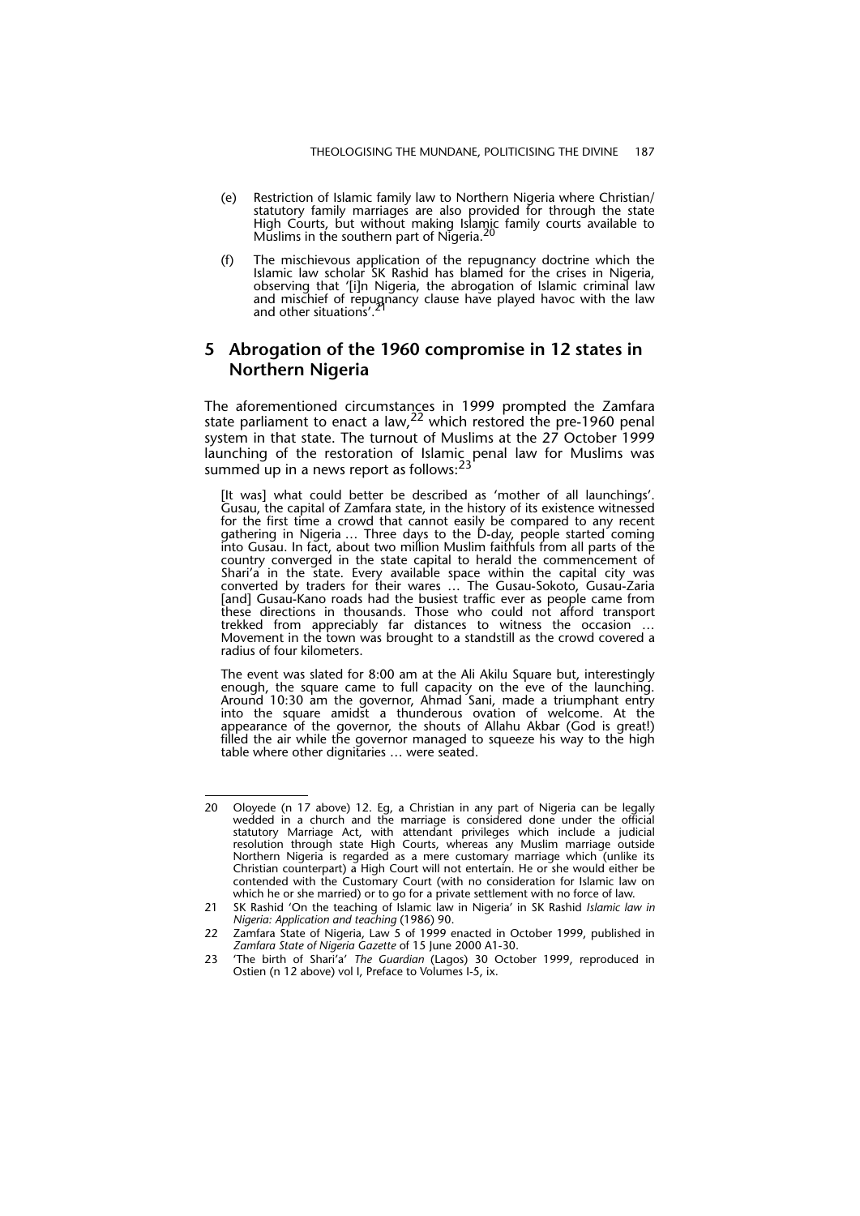(e) Restriction of Islamic family law to Northern Nigeria where Christian/statutory family marriages are also provided for through the state High Courts, but without making Islamic family courts available to Muslims in the southern part of Nigeria.[20]

(f) The mischievous application of the repugnancy doctrine which the Islamic law scholar SK Rashid has blamed for the crises in Nigeria, observing that '[i]n Nigeria, the abrogation of Islamic criminal law and mischief of repugnancy clause have played havoc with the law and other situations'.[21]

## 5 Abrogation of the 1960 compromise in 12 states in Northern Nigeria

The aforementioned circumstances in 1999 prompted the Zamfara state parliament to enact a law,[22] which restored the pre-1960 penal system in that state. The turnout of Muslims at the 27 October 1999 launching of the restoration of Islamic penal law for Muslims was summed up in a news report as follows:[23]

> [It was] what could better be described as 'mother of all launchings'. Gusau, the capital of Zamfara state, in the history of its existence witnessed for the first time a crowd that cannot easily be compared to any recent gathering in Nigeria … Three days to the D-day, people started coming into Gusau. In fact, about two million Muslim faithfuls from all parts of the country converged in the state capital to herald the commencement of Shari'a in the state. Every available space within the capital city was converted by traders for their wares … The Gusau-Sokoto, Gusau-Zaria [and] Gusau-Kano roads had the busiest traffic ever as people came from these directions in thousands. Those who could not afford transport trekked from appreciably far distances to witness the occasion … Movement in the town was brought to a standstill as the crowd covered a radius of four kilometers.
>
> The event was slated for 8:00 am at the Ali Akilu Square but, interestingly enough, the square came to full capacity on the eve of the launching. Around 10:30 am the governor, Ahmad Sani, made a triumphant entry into the square amidst a thunderous ovation of welcome. At the appearance of the governor, the shouts of Allahu Akbar (God is great!) filled the air while the governor managed to squeeze his way to the high table where other dignitaries … were seated.

---

20 Oloyede (n 17 above) 12. Eg, a Christian in any part of Nigeria can be legally wedded in a church and the marriage is considered done under the official statutory Marriage Act, with attendant privileges which include a judicial resolution through state High Courts, whereas any Muslim marriage outside Northern Nigeria is regarded as a mere customary marriage which (unlike its Christian counterpart) a High Court will not entertain. He or she would either be contended with the Customary Court (with no consideration for Islamic law on which he or she married) or to go for a private settlement with no force of law.

21 SK Rashid 'On the teaching of Islamic law in Nigeria' in SK Rashid *Islamic law in Nigeria: Application and teaching* (1986) 90.

22 Zamfara State of Nigeria, Law 5 of 1999 enacted in October 1999, published in *Zamfara State of Nigeria Gazette* of 15 June 2000 A1-30.

23 'The birth of Shari'a' *The Guardian* (Lagos) 30 October 1999, reproduced in Ostien (n 12 above) vol I, Preface to Volumes I-5, ix.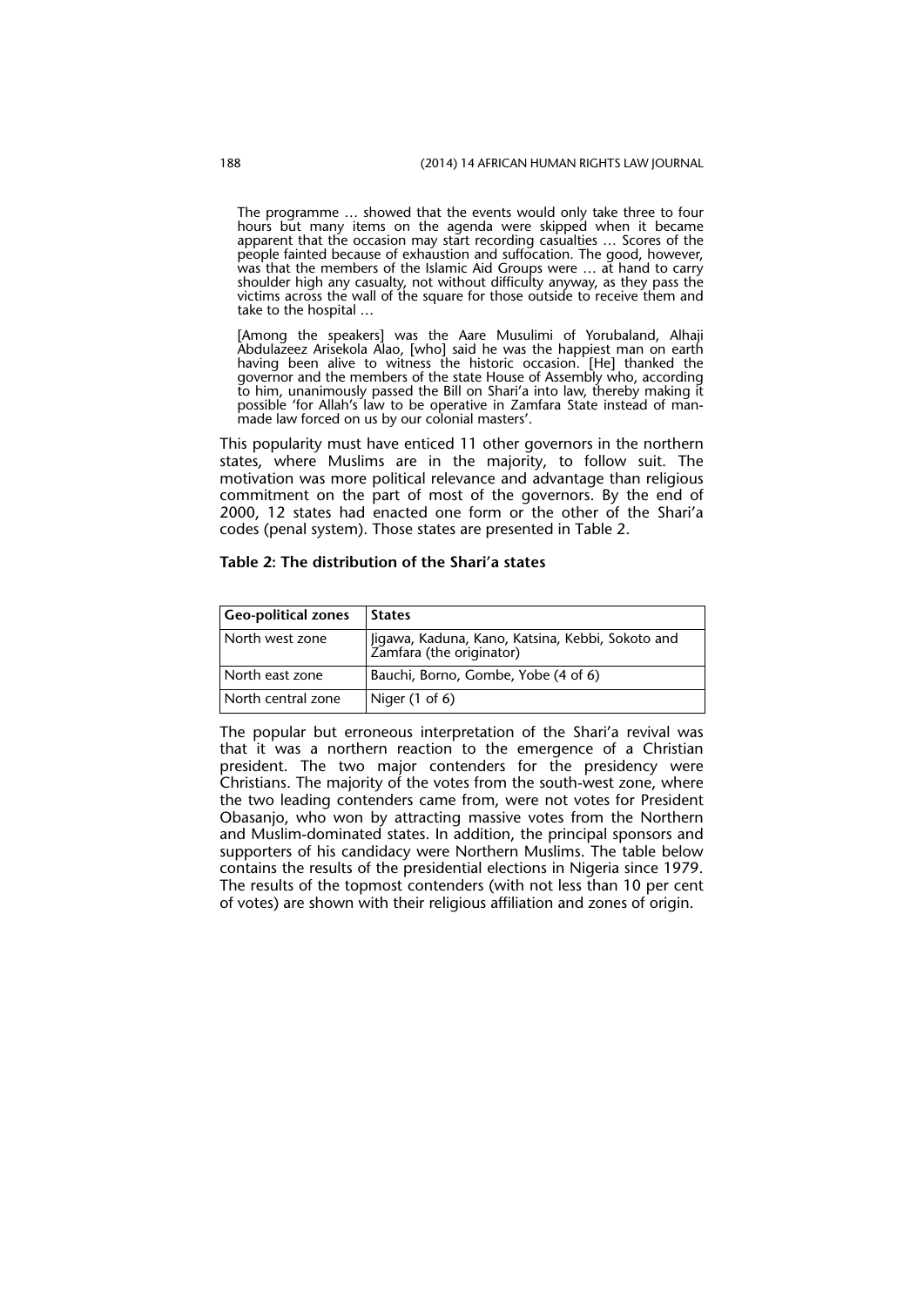> The programme … showed that the events would only take three to four hours but many items on the agenda were skipped when it became apparent that the occasion may start recording casualties … Scores of the people fainted because of exhaustion and suffocation. The good, however, was that the members of the Islamic Aid Groups were … at hand to carry shoulder high any casualty, not without difficulty anyway, as they pass the victims across the wall of the square for those outside to receive them and take to the hospital …
>
> [Among the speakers] was the Aare Musulimi of Yorubaland, Alhaji Abdulazeez Arisekola Alao, [who] said he was the happiest man on earth having been alive to witness the historic occasion. [He] thanked the governor and the members of the state House of Assembly who, according to him, unanimously passed the Bill on Shari'a into law, thereby making it possible 'for Allah's law to be operative in Zamfara State instead of man-made law forced on us by our colonial masters'.

This popularity must have enticed 11 other governors in the northern states, where Muslims are in the majority, to follow suit. The motivation was more political relevance and advantage than religious commitment on the part of most of the governors. By the end of 2000, 12 states had enacted one form or the other of the Shari'a codes (penal system). Those states are presented in Table 2.

**Table 2: The distribution of the Shari'a states**

| Geo-political zones | States |
|---|---|
| North west zone | Jigawa, Kaduna, Kano, Katsina, Kebbi, Sokoto and Zamfara (the originator) |
| North east zone | Bauchi, Borno, Gombe, Yobe (4 of 6) |
| North central zone | Niger (1 of 6) |

The popular but erroneous interpretation of the Shari'a revival was that it was a northern reaction to the emergence of a Christian president. The two major contenders for the presidency were Christians. The majority of the votes from the south-west zone, where the two leading contenders came from, were not votes for President Obasanjo, who won by attracting massive votes from the Northern and Muslim-dominated states. In addition, the principal sponsors and supporters of his candidacy were Northern Muslims. The table below contains the results of the presidential elections in Nigeria since 1979. The results of the topmost contenders (with not less than 10 per cent of votes) are shown with their religious affiliation and zones of origin.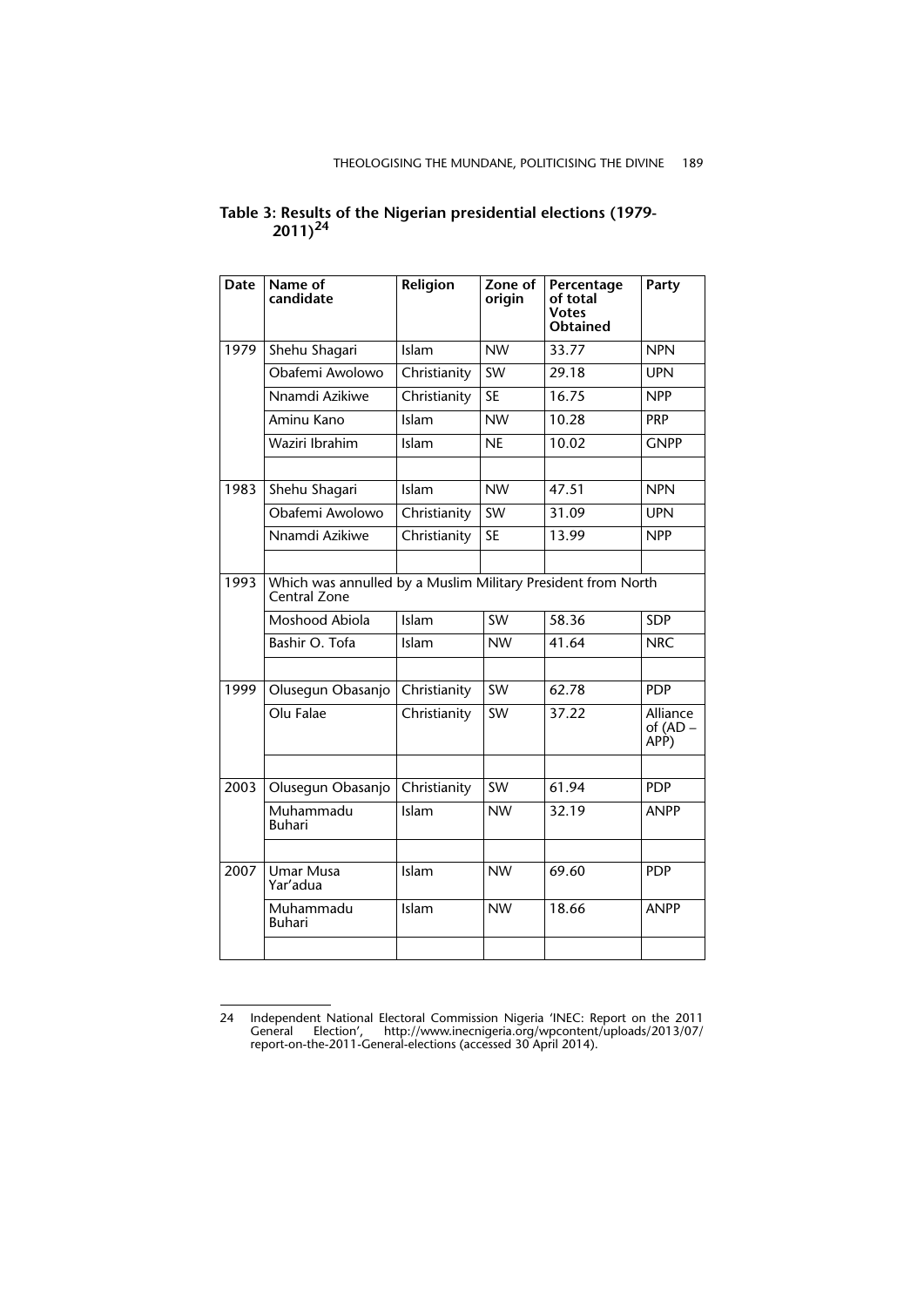**Table 3: Results of the Nigerian presidential elections (1979-2011)[24]**

| Date | Name of candidate | Religion | Zone of origin | Percentage of total Votes Obtained | Party |
|---|---|---|---|---|---|
| 1979 | Shehu Shagari | Islam | NW | 33.77 | NPN |
| | Obafemi Awolowo | Christianity | SW | 29.18 | UPN |
| | Nnamdi Azikiwe | Christianity | SE | 16.75 | NPP |
| | Aminu Kano | Islam | NW | 10.28 | PRP |
| | Waziri Ibrahim | Islam | NE | 10.02 | GNPP |
| | | | | | |
| 1983 | Shehu Shagari | Islam | NW | 47.51 | NPN |
| | Obafemi Awolowo | Christianity | SW | 31.09 | UPN |
| | Nnamdi Azikiwe | Christianity | SE | 13.99 | NPP |
| | | | | | |
| 1993 | Which was annulled by a Muslim Military President from North Central Zone | | | | |
| | Moshood Abiola | Islam | SW | 58.36 | SDP |
| | Bashir O. Tofa | Islam | NW | 41.64 | NRC |
| | | | | | |
| 1999 | Olusegun Obasanjo | Christianity | SW | 62.78 | PDP |
| | Olu Falae | Christianity | SW | 37.22 | Alliance of (AD – APP) |
| | | | | | |
| 2003 | Olusegun Obasanjo | Christianity | SW | 61.94 | PDP |
| | Muhammadu Buhari | Islam | NW | 32.19 | ANPP |
| | | | | | |
| 2007 | Umar Musa Yar'adua | Islam | NW | 69.60 | PDP |
| | Muhammadu Buhari | Islam | NW | 18.66 | ANPP |
| | | | | | |

24 Independent National Electoral Commission Nigeria 'INEC: Report on the 2011 General Election', http://www.inecnigeria.org/wpcontent/uploads/2013/07/report-on-the-2011-General-elections (accessed 30 April 2014).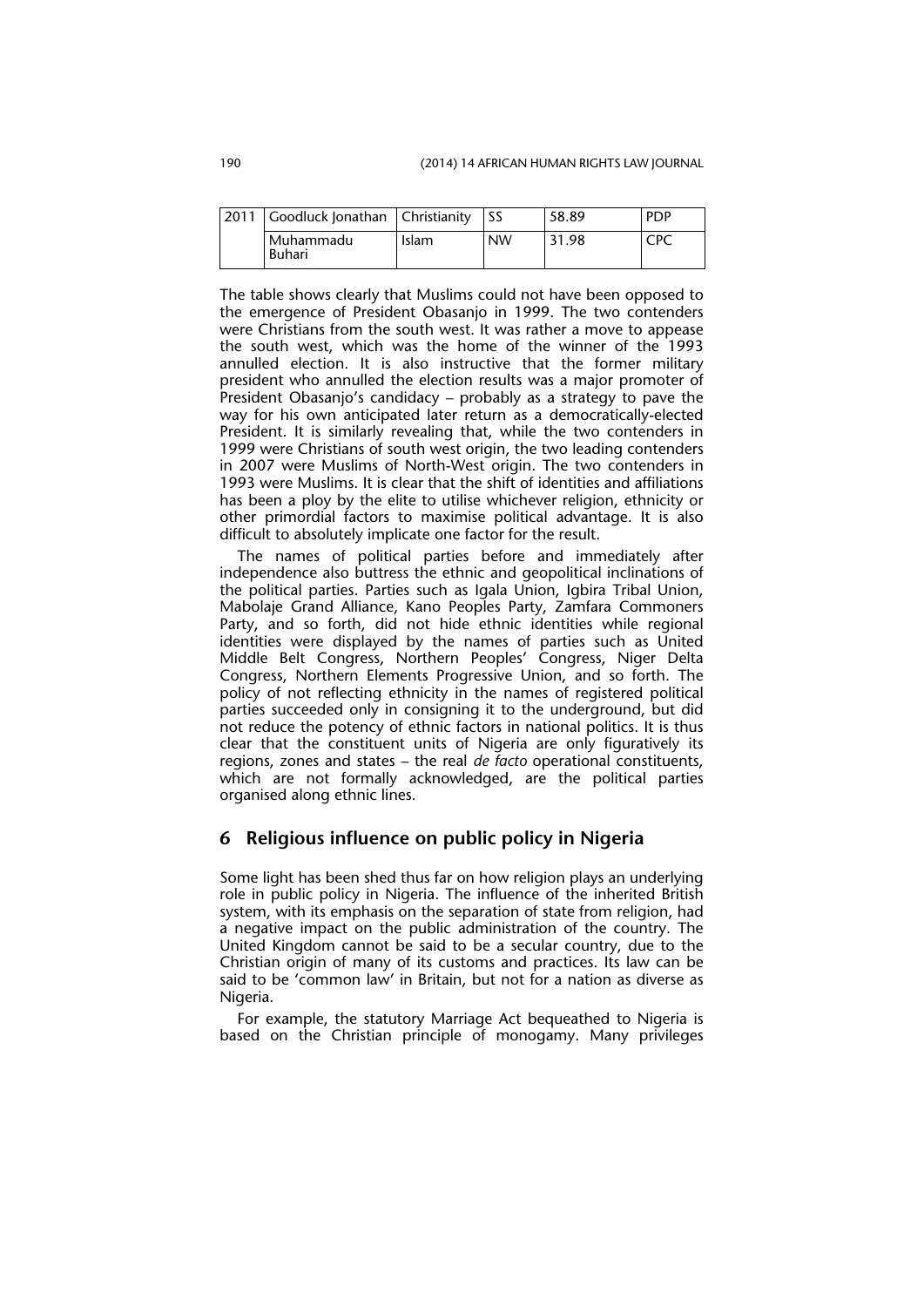| 2011 | Goodluck Jonathan | Christianity | SS | 58.89 | PDP |
|---|---|---|---|---|---|
| | Muhammadu Buhari | Islam | NW | 31.98 | CPC |

The table shows clearly that Muslims could not have been opposed to the emergence of President Obasanjo in 1999. The two contenders were Christians from the south west. It was rather a move to appease the south west, which was the home of the winner of the 1993 annulled election. It is also instructive that the former military president who annulled the election results was a major promoter of President Obasanjo's candidacy – probably as a strategy to pave the way for his own anticipated later return as a democratically-elected President. It is similarly revealing that, while the two contenders in 1999 were Christians of south west origin, the two leading contenders in 2007 were Muslims of North-West origin. The two contenders in 1993 were Muslims. It is clear that the shift of identities and affiliations has been a ploy by the elite to utilise whichever religion, ethnicity or other primordial factors to maximise political advantage. It is also difficult to absolutely implicate one factor for the result.

The names of political parties before and immediately after independence also buttress the ethnic and geopolitical inclinations of the political parties. Parties such as Igala Union, Igbira Tribal Union, Mabolaje Grand Alliance, Kano Peoples Party, Zamfara Commoners Party, and so forth, did not hide ethnic identities while regional identities were displayed by the names of parties such as United Middle Belt Congress, Northern Peoples' Congress, Niger Delta Congress, Northern Elements Progressive Union, and so forth. The policy of not reflecting ethnicity in the names of registered political parties succeeded only in consigning it to the underground, but did not reduce the potency of ethnic factors in national politics. It is thus clear that the constituent units of Nigeria are only figuratively its regions, zones and states – the real *de facto* operational constituents, which are not formally acknowledged, are the political parties organised along ethnic lines.

## 6 Religious influence on public policy in Nigeria

Some light has been shed thus far on how religion plays an underlying role in public policy in Nigeria. The influence of the inherited British system, with its emphasis on the separation of state from religion, had a negative impact on the public administration of the country. The United Kingdom cannot be said to be a secular country, due to the Christian origin of many of its customs and practices. Its law can be said to be 'common law' in Britain, but not for a nation as diverse as Nigeria.

For example, the statutory Marriage Act bequeathed to Nigeria is based on the Christian principle of monogamy. Many privileges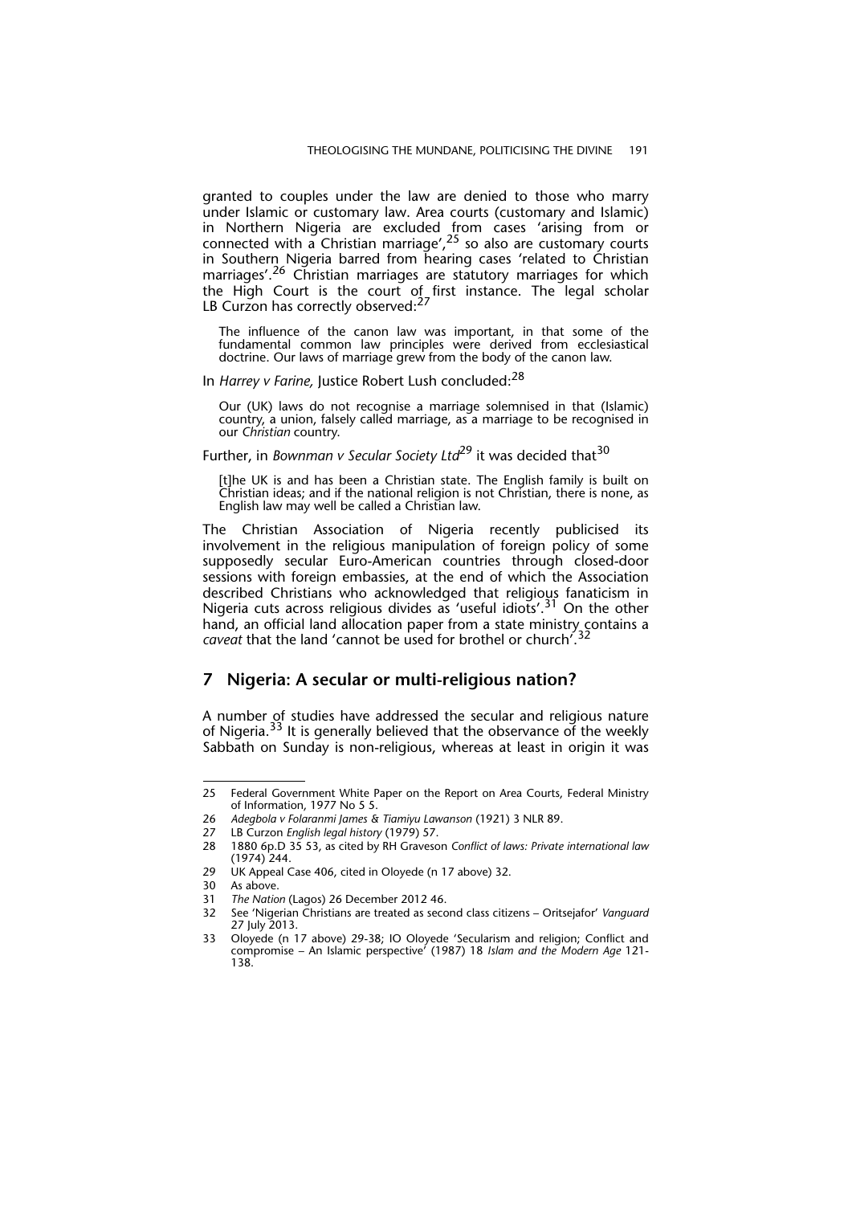granted to couples under the law are denied to those who marry under Islamic or customary law. Area courts (customary and Islamic) in Northern Nigeria are excluded from cases 'arising from or connected with a Christian marriage',[25] so also are customary courts in Southern Nigeria barred from hearing cases 'related to Christian marriages'.[26] Christian marriages are statutory marriages for which the High Court is the court of first instance. The legal scholar LB Curzon has correctly observed:[27]

> The influence of the canon law was important, in that some of the fundamental common law principles were derived from ecclesiastical doctrine. Our laws of marriage grew from the body of the canon law.

In *Harrey v Farine,* Justice Robert Lush concluded:[28]

> Our (UK) laws do not recognise a marriage solemnised in that (Islamic) country, a union, falsely called marriage, as a marriage to be recognised in our *Christian* country.

Further, in *Bownman v Secular Society Ltd*[29] it was decided that[30]

> [t]he UK is and has been a Christian state. The English family is built on Christian ideas; and if the national religion is not Christian, there is none, as English law may well be called a Christian law.

The Christian Association of Nigeria recently publicised its involvement in the religious manipulation of foreign policy of some supposedly secular Euro-American countries through closed-door sessions with foreign embassies, at the end of which the Association described Christians who acknowledged that religious fanaticism in Nigeria cuts across religious divides as 'useful idiots'.[31] On the other hand, an official land allocation paper from a state ministry contains a *caveat* that the land 'cannot be used for brothel or church'.[32]

## 7 Nigeria: A secular or multi-religious nation?

A number of studies have addressed the secular and religious nature of Nigeria.[33] It is generally believed that the observance of the weekly Sabbath on Sunday is non-religious, whereas at least in origin it was

---

25 Federal Government White Paper on the Report on Area Courts, Federal Ministry of Information, 1977 No 5 5.

26 *Adegbola v Folaranmi James & Tiamiyu Lawanson* (1921) 3 NLR 89.

27 LB Curzon *English legal history* (1979) 57.

28 1880 6p.D 35 53, as cited by RH Graveson *Conflict of laws: Private international law* (1974) 244.

29 UK Appeal Case 406, cited in Oloyede (n 17 above) 32.

30 As above.

31 *The Nation* (Lagos) 26 December 2012 46.

32 See 'Nigerian Christians are treated as second class citizens – Oritsejafor' *Vanguard* 27 July 2013.

33 Oloyede (n 17 above) 29-38; IO Oloyede 'Secularism and religion; Conflict and compromise – An Islamic perspective' (1987) 18 *Islam and the Modern Age* 121-138.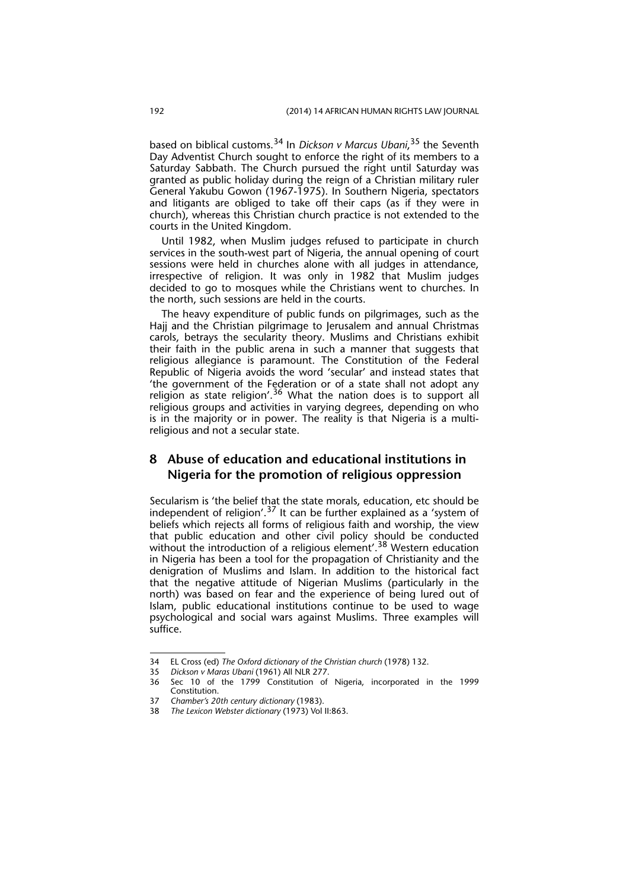based on biblical customs.[34] In *Dickson v Marcus Ubani*,[35] the Seventh Day Adventist Church sought to enforce the right of its members to a Saturday Sabbath. The Church pursued the right until Saturday was granted as public holiday during the reign of a Christian military ruler General Yakubu Gowon (1967-1975). In Southern Nigeria, spectators and litigants are obliged to take off their caps (as if they were in church), whereas this Christian church practice is not extended to the courts in the United Kingdom.

Until 1982, when Muslim judges refused to participate in church services in the south-west part of Nigeria, the annual opening of court sessions were held in churches alone with all judges in attendance, irrespective of religion. It was only in 1982 that Muslim judges decided to go to mosques while the Christians went to churches. In the north, such sessions are held in the courts.

The heavy expenditure of public funds on pilgrimages, such as the Hajj and the Christian pilgrimage to Jerusalem and annual Christmas carols, betrays the secularity theory. Muslims and Christians exhibit their faith in the public arena in such a manner that suggests that religious allegiance is paramount. The Constitution of the Federal Republic of Nigeria avoids the word 'secular' and instead states that 'the government of the Federation or of a state shall not adopt any religion as state religion'.[36] What the nation does is to support all religious groups and activities in varying degrees, depending on who is in the majority or in power. The reality is that Nigeria is a multi-religious and not a secular state.

## 8 Abuse of education and educational institutions in Nigeria for the promotion of religious oppression

Secularism is 'the belief that the state morals, education, etc should be independent of religion'.[37] It can be further explained as a 'system of beliefs which rejects all forms of religious faith and worship, the view that public education and other civil policy should be conducted without the introduction of a religious element'.[38] Western education in Nigeria has been a tool for the propagation of Christianity and the denigration of Muslims and Islam. In addition to the historical fact that the negative attitude of Nigerian Muslims (particularly in the north) was based on fear and the experience of being lured out of Islam, public educational institutions continue to be used to wage psychological and social wars against Muslims. Three examples will suffice.

---

34 EL Cross (ed) *The Oxford dictionary of the Christian church* (1978) 132.

35 *Dickson v Maras Ubani* (1961) All NLR 277.

36 Sec 10 of the 1799 Constitution of Nigeria, incorporated in the 1999 Constitution.

37 *Chamber's 20th century dictionary* (1983).

38 *The Lexicon Webster dictionary* (1973) Vol II:863.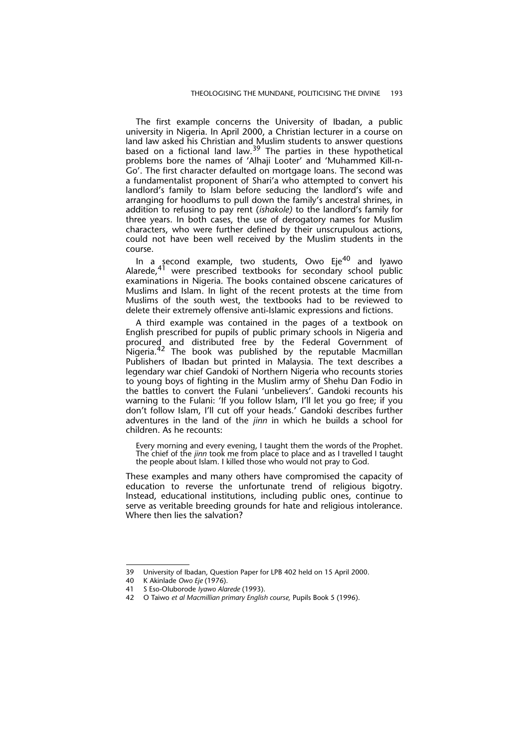The first example concerns the University of Ibadan, a public university in Nigeria. In April 2000, a Christian lecturer in a course on land law asked his Christian and Muslim students to answer questions based on a fictional land law.[39] The parties in these hypothetical problems bore the names of 'Alhaji Looter' and 'Muhammed Kill-n-Go'. The first character defaulted on mortgage loans. The second was a fundamentalist proponent of Shari'a who attempted to convert his landlord's family to Islam before seducing the landlord's wife and arranging for hoodlums to pull down the family's ancestral shrines, in addition to refusing to pay rent (*ishakole)* to the landlord's family for three years. In both cases, the use of derogatory names for Muslim characters, who were further defined by their unscrupulous actions, could not have been well received by the Muslim students in the course.

In a second example, two students, Owo Eje[40] and Iyawo Alarede,[41] were prescribed textbooks for secondary school public examinations in Nigeria. The books contained obscene caricatures of Muslims and Islam. In light of the recent protests at the time from Muslims of the south west, the textbooks had to be reviewed to delete their extremely offensive anti-Islamic expressions and fictions.

A third example was contained in the pages of a textbook on English prescribed for pupils of public primary schools in Nigeria and procured and distributed free by the Federal Government of Nigeria.[42] The book was published by the reputable Macmillan Publishers of Ibadan but printed in Malaysia. The text describes a legendary war chief Gandoki of Northern Nigeria who recounts stories to young boys of fighting in the Muslim army of Shehu Dan Fodio in the battles to convert the Fulani 'unbelievers'. Gandoki recounts his warning to the Fulani: 'If you follow Islam, I'll let you go free; if you don't follow Islam, I'll cut off your heads.' Gandoki describes further adventures in the land of the *jinn* in which he builds a school for children. As he recounts:

> Every morning and every evening, I taught them the words of the Prophet. The chief of the *jinn* took me from place to place and as I travelled I taught the people about Islam. I killed those who would not pray to God.

These examples and many others have compromised the capacity of education to reverse the unfortunate trend of religious bigotry. Instead, educational institutions, including public ones, continue to serve as veritable breeding grounds for hate and religious intolerance. Where then lies the salvation?

---

39 University of Ibadan, Question Paper for LPB 402 held on 15 April 2000.

40 K Akinlade *Owo Eje* (1976).

41 S Eso-Oluborode *Iyawo Alarede* (1993).

42 O Taiwo *et al Macmillian primary English course,* Pupils Book 5 (1996).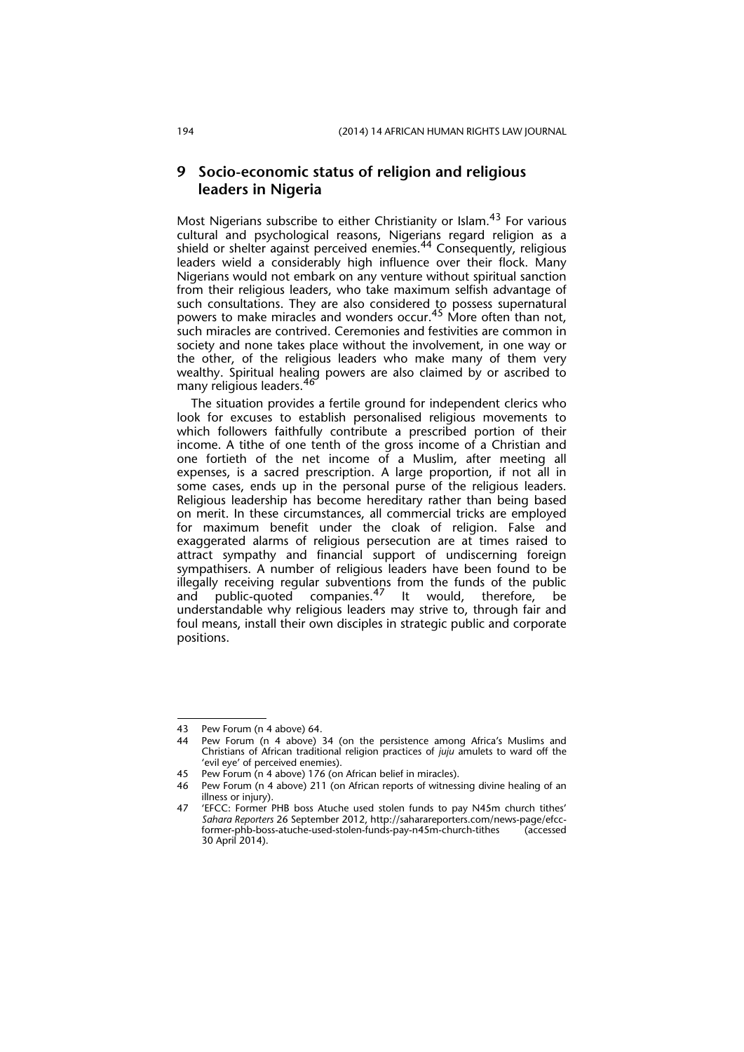## 9 Socio-economic status of religion and religious leaders in Nigeria

Most Nigerians subscribe to either Christianity or Islam.[43] For various cultural and psychological reasons, Nigerians regard religion as a shield or shelter against perceived enemies.[44] Consequently, religious leaders wield a considerably high influence over their flock. Many Nigerians would not embark on any venture without spiritual sanction from their religious leaders, who take maximum selfish advantage of such consultations. They are also considered to possess supernatural powers to make miracles and wonders occur.[45] More often than not, such miracles are contrived. Ceremonies and festivities are common in society and none takes place without the involvement, in one way or the other, of the religious leaders who make many of them very wealthy. Spiritual healing powers are also claimed by or ascribed to many religious leaders.[46]

The situation provides a fertile ground for independent clerics who look for excuses to establish personalised religious movements to which followers faithfully contribute a prescribed portion of their income. A tithe of one tenth of the gross income of a Christian and one fortieth of the net income of a Muslim, after meeting all expenses, is a sacred prescription. A large proportion, if not all in some cases, ends up in the personal purse of the religious leaders. Religious leadership has become hereditary rather than being based on merit. In these circumstances, all commercial tricks are employed for maximum benefit under the cloak of religion. False and exaggerated alarms of religious persecution are at times raised to attract sympathy and financial support of undiscerning foreign sympathisers. A number of religious leaders have been found to be illegally receiving regular subventions from the funds of the public and public-quoted companies.[47] It would, therefore, be understandable why religious leaders may strive to, through fair and foul means, install their own disciples in strategic public and corporate positions.

---

43 Pew Forum (n 4 above) 64.

44 Pew Forum (n 4 above) 34 (on the persistence among Africa's Muslims and Christians of African traditional religion practices of *juju* amulets to ward off the 'evil eye' of perceived enemies).

45 Pew Forum (n 4 above) 176 (on African belief in miracles).

46 Pew Forum (n 4 above) 211 (on African reports of witnessing divine healing of an illness or injury).

47 'EFCC: Former PHB boss Atuche used stolen funds to pay N45m church tithes' *Sahara Reporters* 26 September 2012, http://saharareporters.com/news-page/efcc-former-phb-boss-atuche-used-stolen-funds-pay-n45m-church-tithes (accessed 30 April 2014).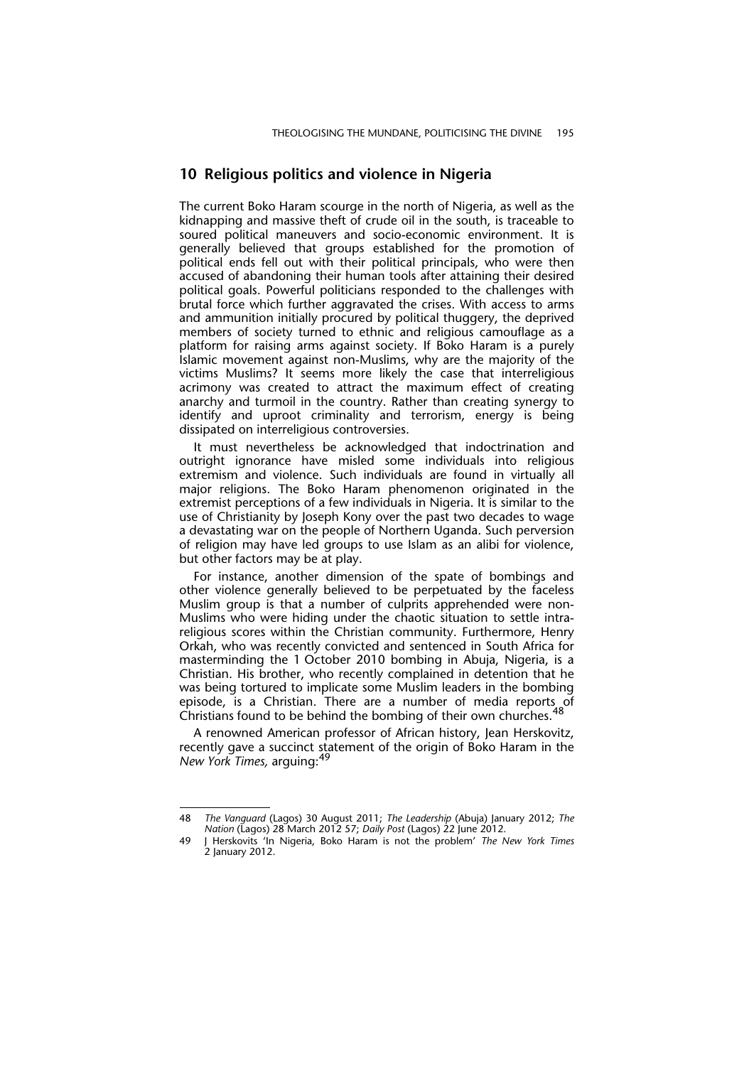## 10 Religious politics and violence in Nigeria

The current Boko Haram scourge in the north of Nigeria, as well as the kidnapping and massive theft of crude oil in the south, is traceable to soured political maneuvers and socio-economic environment. It is generally believed that groups established for the promotion of political ends fell out with their political principals, who were then accused of abandoning their human tools after attaining their desired political goals. Powerful politicians responded to the challenges with brutal force which further aggravated the crises. With access to arms and ammunition initially procured by political thuggery, the deprived members of society turned to ethnic and religious camouflage as a platform for raising arms against society. If Boko Haram is a purely Islamic movement against non-Muslims, why are the majority of the victims Muslims? It seems more likely the case that interreligious acrimony was created to attract the maximum effect of creating anarchy and turmoil in the country. Rather than creating synergy to identify and uproot criminality and terrorism, energy is being dissipated on interreligious controversies.

It must nevertheless be acknowledged that indoctrination and outright ignorance have misled some individuals into religious extremism and violence. Such individuals are found in virtually all major religions. The Boko Haram phenomenon originated in the extremist perceptions of a few individuals in Nigeria. It is similar to the use of Christianity by Joseph Kony over the past two decades to wage a devastating war on the people of Northern Uganda. Such perversion of religion may have led groups to use Islam as an alibi for violence, but other factors may be at play.

For instance, another dimension of the spate of bombings and other violence generally believed to be perpetuated by the faceless Muslim group is that a number of culprits apprehended were non-Muslims who were hiding under the chaotic situation to settle intra-religious scores within the Christian community. Furthermore, Henry Orkah, who was recently convicted and sentenced in South Africa for masterminding the 1 October 2010 bombing in Abuja, Nigeria, is a Christian. His brother, who recently complained in detention that he was being tortured to implicate some Muslim leaders in the bombing episode, is a Christian. There are a number of media reports of Christians found to be behind the bombing of their own churches.[48]

A renowned American professor of African history, Jean Herskovitz, recently gave a succinct statement of the origin of Boko Haram in the *New York Times,* arguing:[49]

---

48 *The Vanguard* (Lagos) 30 August 2011; *The Leadership* (Abuja) January 2012; *The Nation* (Lagos) 28 March 2012 57; *Daily Post* (Lagos) 22 June 2012.

49 J Herskovits 'In Nigeria, Boko Haram is not the problem' *The New York Times* 2 January 2012.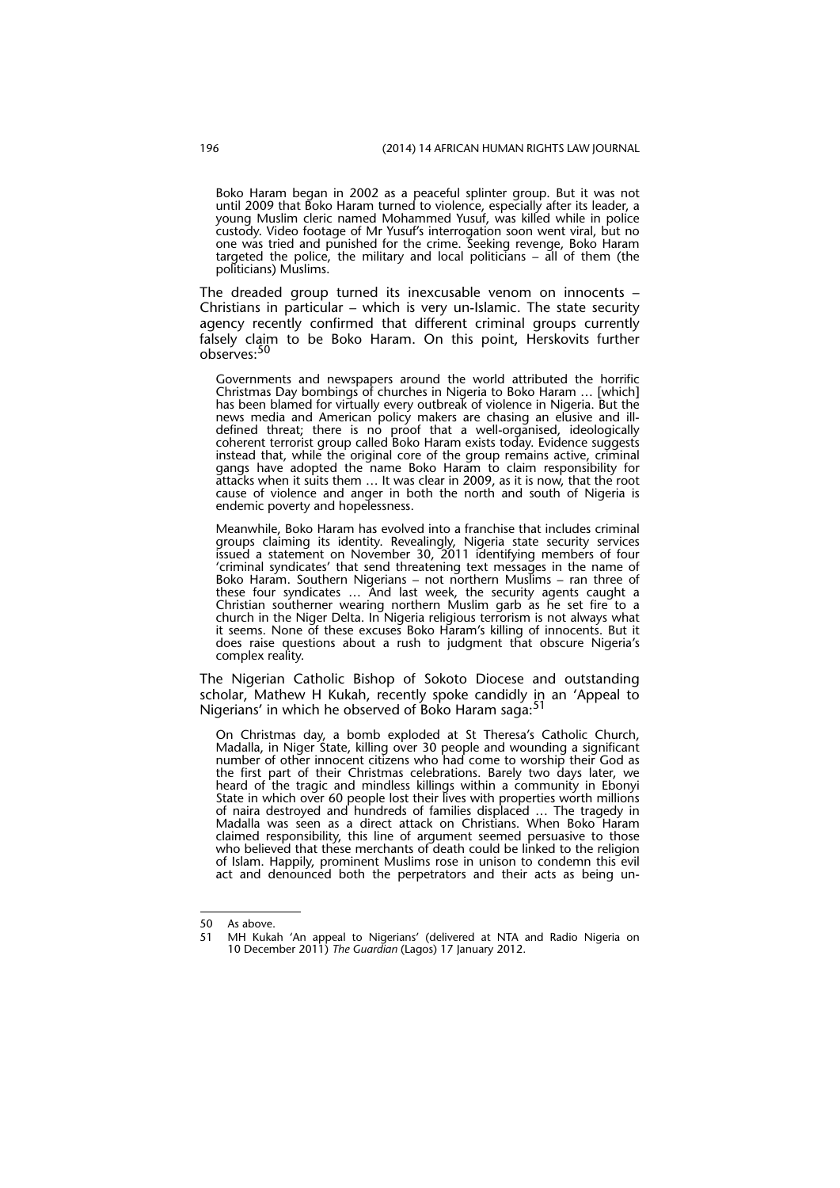> Boko Haram began in 2002 as a peaceful splinter group. But it was not until 2009 that Boko Haram turned to violence, especially after its leader, a young Muslim cleric named Mohammed Yusuf, was killed while in police custody. Video footage of Mr Yusuf's interrogation soon went viral, but no one was tried and punished for the crime. Seeking revenge, Boko Haram targeted the police, the military and local politicians – all of them (the politicians) Muslims.

The dreaded group turned its inexcusable venom on innocents – Christians in particular – which is very un-Islamic. The state security agency recently confirmed that different criminal groups currently falsely claim to be Boko Haram. On this point, Herskovits further observes:[50]

> Governments and newspapers around the world attributed the horrific Christmas Day bombings of churches in Nigeria to Boko Haram … [which] has been blamed for virtually every outbreak of violence in Nigeria. But the news media and American policy makers are chasing an elusive and ill-defined threat; there is no proof that a well-organised, ideologically coherent terrorist group called Boko Haram exists today. Evidence suggests instead that, while the original core of the group remains active, criminal gangs have adopted the name Boko Haram to claim responsibility for attacks when it suits them … It was clear in 2009, as it is now, that the root cause of violence and anger in both the north and south of Nigeria is endemic poverty and hopelessness.
>
> Meanwhile, Boko Haram has evolved into a franchise that includes criminal groups claiming its identity. Revealingly, Nigeria state security services issued a statement on November 30, 2011 identifying members of four 'criminal syndicates' that send threatening text messages in the name of Boko Haram. Southern Nigerians – not northern Muslims – ran three of these four syndicates … And last week, the security agents caught a Christian southerner wearing northern Muslim garb as he set fire to a church in the Niger Delta. In Nigeria religious terrorism is not always what it seems. None of these excuses Boko Haram's killing of innocents. But it does raise questions about a rush to judgment that obscure Nigeria's complex reality.

The Nigerian Catholic Bishop of Sokoto Diocese and outstanding scholar, Mathew H Kukah, recently spoke candidly in an 'Appeal to Nigerians' in which he observed of Boko Haram saga:[51]

> On Christmas day, a bomb exploded at St Theresa's Catholic Church, Madalla, in Niger State, killing over 30 people and wounding a significant number of other innocent citizens who had come to worship their God as the first part of their Christmas celebrations. Barely two days later, we heard of the tragic and mindless killings within a community in Ebonyi State in which over 60 people lost their lives with properties worth millions of naira destroyed and hundreds of families displaced … The tragedy in Madalla was seen as a direct attack on Christians. When Boko Haram claimed responsibility, this line of argument seemed persuasive to those who believed that these merchants of death could be linked to the religion of Islam. Happily, prominent Muslims rose in unison to condemn this evil act and denounced both the perpetrators and their acts as being un-

---

50 As above.

51 MH Kukah 'An appeal to Nigerians' (delivered at NTA and Radio Nigeria on 10 December 2011) *The Guardian* (Lagos) 17 January 2012.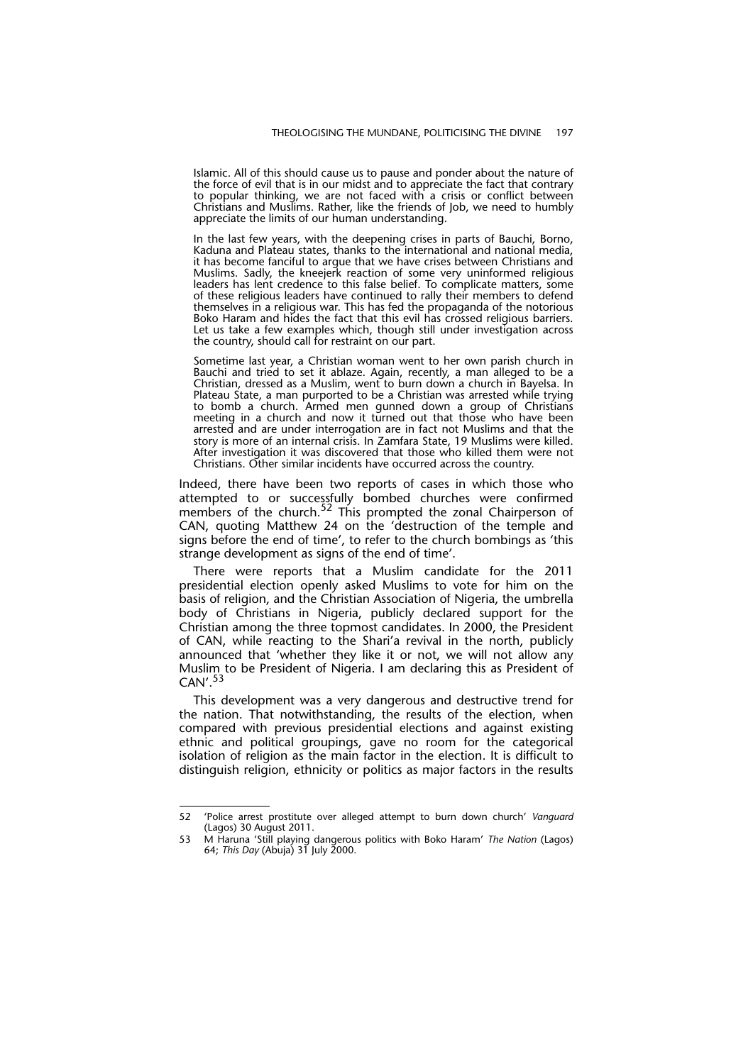> Islamic. All of this should cause us to pause and ponder about the nature of the force of evil that is in our midst and to appreciate the fact that contrary to popular thinking, we are not faced with a crisis or conflict between Christians and Muslims. Rather, like the friends of Job, we need to humbly appreciate the limits of our human understanding.
>
> In the last few years, with the deepening crises in parts of Bauchi, Borno, Kaduna and Plateau states, thanks to the international and national media, it has become fanciful to argue that we have crises between Christians and Muslims. Sadly, the kneejerk reaction of some very uninformed religious leaders has lent credence to this false belief. To complicate matters, some of these religious leaders have continued to rally their members to defend themselves in a religious war. This has fed the propaganda of the notorious Boko Haram and hides the fact that this evil has crossed religious barriers. Let us take a few examples which, though still under investigation across the country, should call for restraint on our part.
>
> Sometime last year, a Christian woman went to her own parish church in Bauchi and tried to set it ablaze. Again, recently, a man alleged to be a Christian, dressed as a Muslim, went to burn down a church in Bayelsa. In Plateau State, a man purported to be a Christian was arrested while trying to bomb a church. Armed men gunned down a group of Christians meeting in a church and now it turned out that those who have been arrested and are under interrogation are in fact not Muslims and that the story is more of an internal crisis. In Zamfara State, 19 Muslims were killed. After investigation it was discovered that those who killed them were not Christians. Other similar incidents have occurred across the country.

Indeed, there have been two reports of cases in which those who attempted to or successfully bombed churches were confirmed members of the church.[52] This prompted the zonal Chairperson of CAN, quoting Matthew 24 on the 'destruction of the temple and signs before the end of time', to refer to the church bombings as 'this strange development as signs of the end of time'.

There were reports that a Muslim candidate for the 2011 presidential election openly asked Muslims to vote for him on the basis of religion, and the Christian Association of Nigeria, the umbrella body of Christians in Nigeria, publicly declared support for the Christian among the three topmost candidates. In 2000, the President of CAN, while reacting to the Shari'a revival in the north, publicly announced that 'whether they like it or not, we will not allow any Muslim to be President of Nigeria. I am declaring this as President of CAN'.[53]

This development was a very dangerous and destructive trend for the nation. That notwithstanding, the results of the election, when compared with previous presidential elections and against existing ethnic and political groupings, gave no room for the categorical isolation of religion as the main factor in the election. It is difficult to distinguish religion, ethnicity or politics as major factors in the results

---

52 'Police arrest prostitute over alleged attempt to burn down church' *Vanguard* (Lagos) 30 August 2011.

53 M Haruna 'Still playing dangerous politics with Boko Haram' *The Nation* (Lagos) 64; *This Day* (Abuja) 31 July 2000.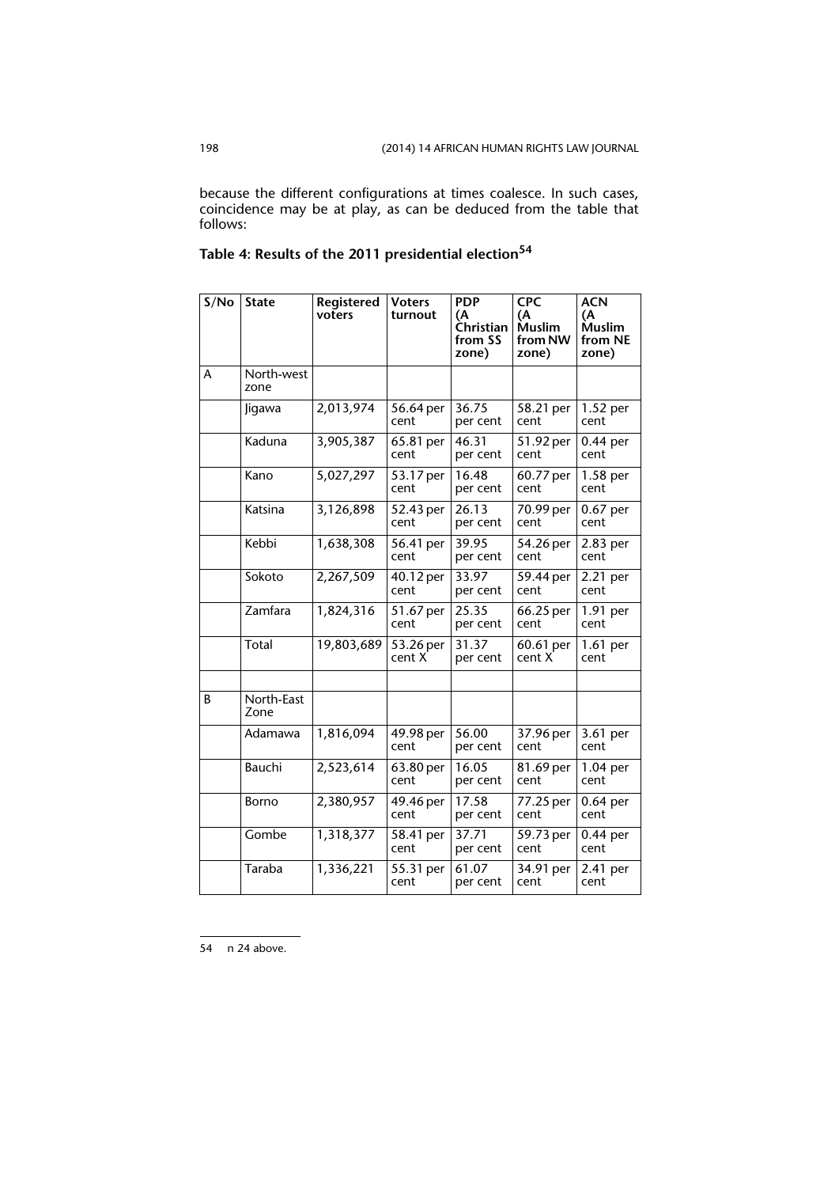because the different configurations at times coalesce. In such cases, coincidence may be at play, as can be deduced from the table that follows:

**Table 4: Results of the 2011 presidential election[54]**

| S/No | State | Registered voters | Voters turnout | PDP (A Christian from SS zone) | CPC (A Muslim from NW zone) | ACN (A Muslim from NE zone) |
|---|---|---|---|---|---|---|
| A | North-west zone | | | | | |
| | Jigawa | 2,013,974 | 56.64 per cent | 36.75 per cent | 58.21 per cent | 1.52 per cent |
| | Kaduna | 3,905,387 | 65.81 per cent | 46.31 per cent | 51.92 per cent | 0.44 per cent |
| | Kano | 5,027,297 | 53.17 per cent | 16.48 per cent | 60.77 per cent | 1.58 per cent |
| | Katsina | 3,126,898 | 52.43 per cent | 26.13 per cent | 70.99 per cent | 0.67 per cent |
| | Kebbi | 1,638,308 | 56.41 per cent | 39.95 per cent | 54.26 per cent | 2.83 per cent |
| | Sokoto | 2,267,509 | 40.12 per cent | 33.97 per cent | 59.44 per cent | 2.21 per cent |
| | Zamfara | 1,824,316 | 51.67 per cent | 25.35 per cent | 66.25 per cent | 1.91 per cent |
| | Total | 19,803,689 | 53.26 per cent X | 31.37 per cent | 60.61 per cent X | 1.61 per cent |
| | | | | | | |
| B | North-East Zone | | | | | |
| | Adamawa | 1,816,094 | 49.98 per cent | 56.00 per cent | 37.96 per cent | 3.61 per cent |
| | Bauchi | 2,523,614 | 63.80 per cent | 16.05 per cent | 81.69 per cent | 1.04 per cent |
| | Borno | 2,380,957 | 49.46 per cent | 17.58 per cent | 77.25 per cent | 0.64 per cent |
| | Gombe | 1,318,377 | 58.41 per cent | 37.71 per cent | 59.73 per cent | 0.44 per cent |
| | Taraba | 1,336,221 | 55.31 per cent | 61.07 per cent | 34.91 per cent | 2.41 per cent |

54 n 24 above.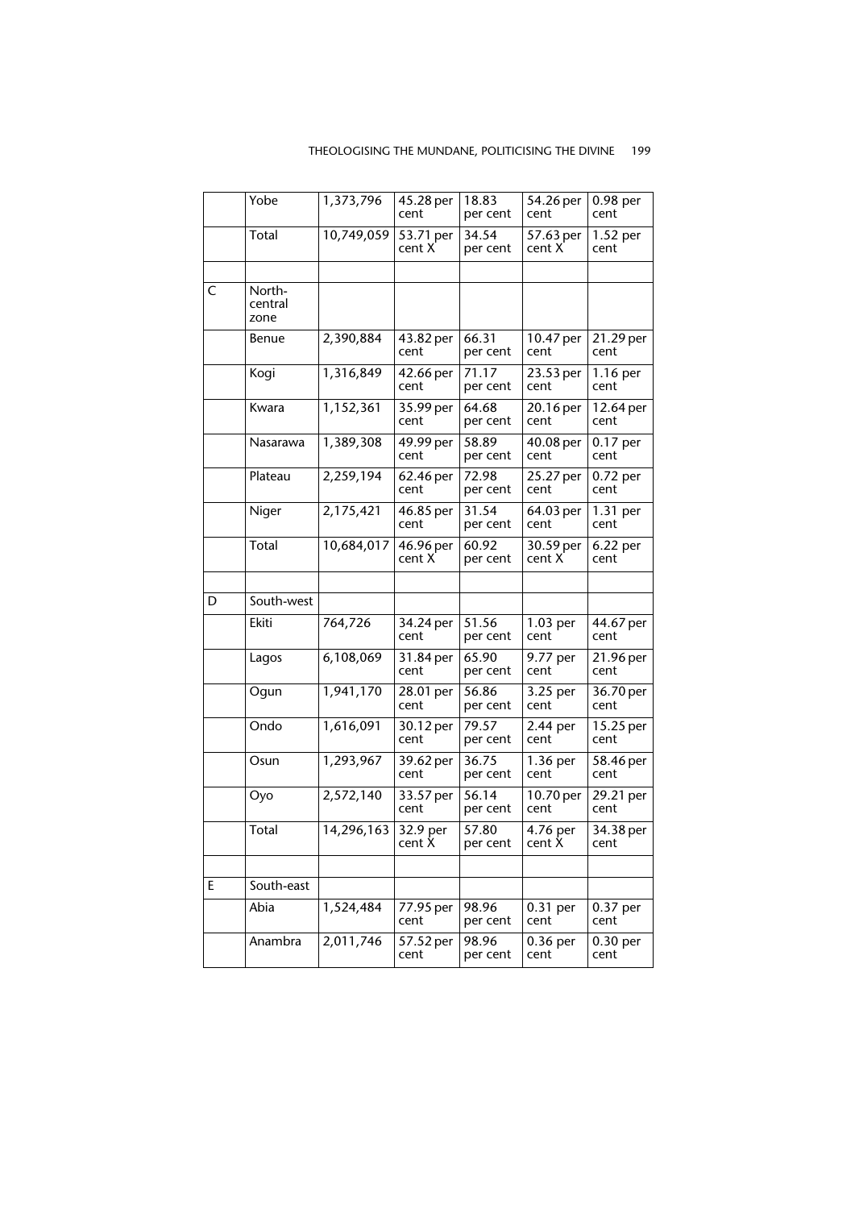| | | | | | | |
|---|---|---|---|---|---|---|
| | Yobe | 1,373,796 | 45.28 per cent | 18.83 per cent | 54.26 per cent | 0.98 per cent |
| | Total | 10,749,059 | 53.71 per cent X | 34.54 per cent | 57.63 per cent X | 1.52 per cent |
| | | | | | | |
| C | North-central zone | | | | | |
| | Benue | 2,390,884 | 43.82 per cent | 66.31 per cent | 10.47 per cent | 21.29 per cent |
| | Kogi | 1,316,849 | 42.66 per cent | 71.17 per cent | 23.53 per cent | 1.16 per cent |
| | Kwara | 1,152,361 | 35.99 per cent | 64.68 per cent | 20.16 per cent | 12.64 per cent |
| | Nasarawa | 1,389,308 | 49.99 per cent | 58.89 per cent | 40.08 per cent | 0.17 per cent |
| | Plateau | 2,259,194 | 62.46 per cent | 72.98 per cent | 25.27 per cent | 0.72 per cent |
| | Niger | 2,175,421 | 46.85 per cent | 31.54 per cent | 64.03 per cent | 1.31 per cent |
| | Total | 10,684,017 | 46.96 per cent X | 60.92 per cent | 30.59 per cent X | 6.22 per cent |
| | | | | | | |
| D | South-west | | | | | |
| | Ekiti | 764,726 | 34.24 per cent | 51.56 per cent | 1.03 per cent | 44.67 per cent |
| | Lagos | 6,108,069 | 31.84 per cent | 65.90 per cent | 9.77 per cent | 21.96 per cent |
| | Ogun | 1,941,170 | 28.01 per cent | 56.86 per cent | 3.25 per cent | 36.70 per cent |
| | Ondo | 1,616,091 | 30.12 per cent | 79.57 per cent | 2.44 per cent | 15.25 per cent |
| | Osun | 1,293,967 | 39.62 per cent | 36.75 per cent | 1.36 per cent | 58.46 per cent |
| | Oyo | 2,572,140 | 33.57 per cent | 56.14 per cent | 10.70 per cent | 29.21 per cent |
| | Total | 14,296,163 | 32.9 per cent X | 57.80 per cent | 4.76 per cent X | 34.38 per cent |
| | | | | | | |
| E | South-east | | | | | |
| | Abia | 1,524,484 | 77.95 per cent | 98.96 per cent | 0.31 per cent | 0.37 per cent |
| | Anambra | 2,011,746 | 57.52 per cent | 98.96 per cent | 0.36 per cent | 0.30 per cent |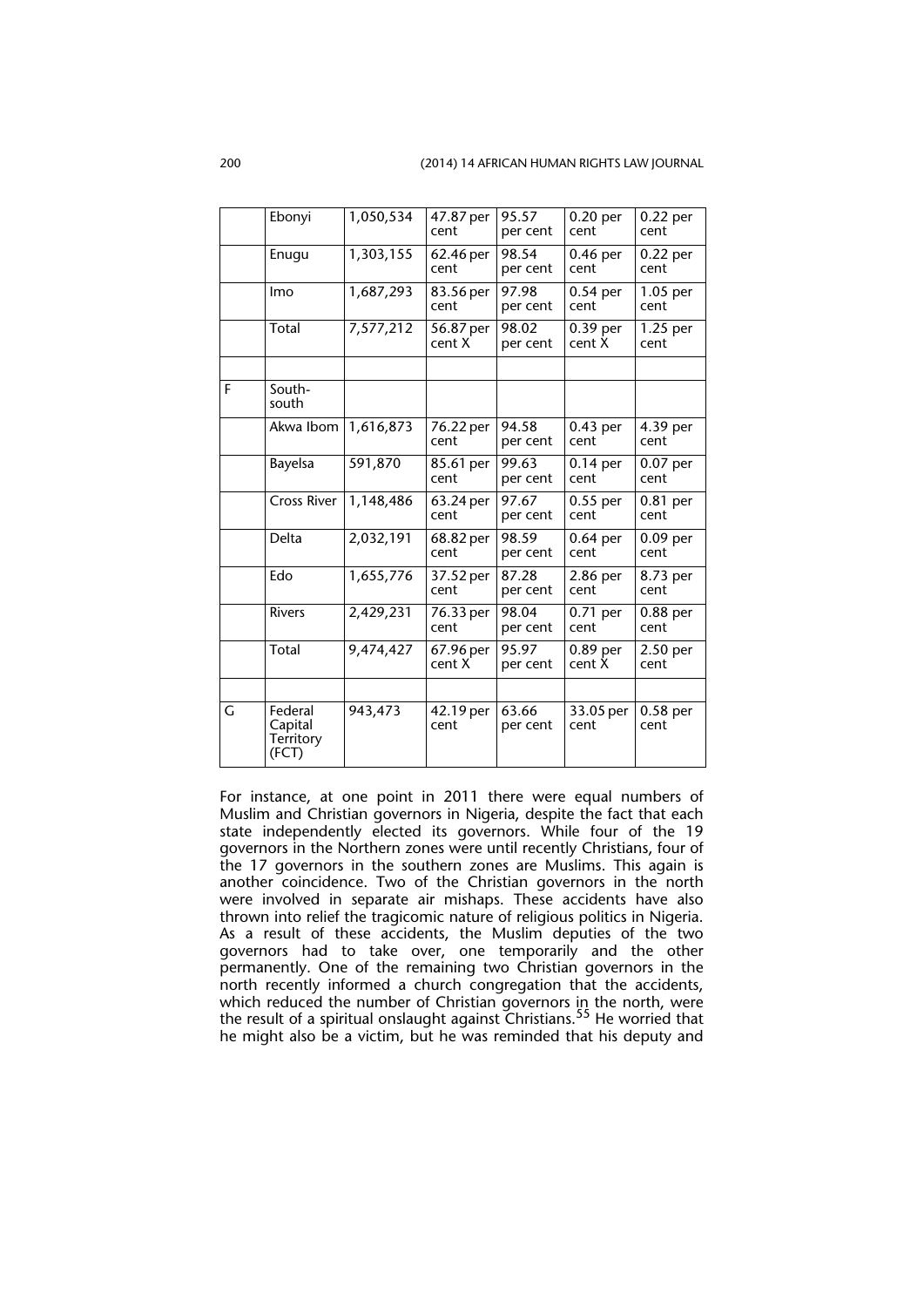| | Ebonyi | 1,050,534 | 47.87 per cent | 95.57 per cent | 0.20 per cent | 0.22 per cent |
|---|---|---|---|---|---|---|
| | Enugu | 1,303,155 | 62.46 per cent | 98.54 per cent | 0.46 per cent | 0.22 per cent |
| | Imo | 1,687,293 | 83.56 per cent | 97.98 per cent | 0.54 per cent | 1.05 per cent |
| | Total | 7,577,212 | 56.87 per cent X | 98.02 per cent | 0.39 per cent X | 1.25 per cent |
| | | | | | | |
| F | South-south | | | | | |
| | Akwa Ibom | 1,616,873 | 76.22 per cent | 94.58 per cent | 0.43 per cent | 4.39 per cent |
| | Bayelsa | 591,870 | 85.61 per cent | 99.63 per cent | 0.14 per cent | 0.07 per cent |
| | Cross River | 1,148,486 | 63.24 per cent | 97.67 per cent | 0.55 per cent | 0.81 per cent |
| | Delta | 2,032,191 | 68.82 per cent | 98.59 per cent | 0.64 per cent | 0.09 per cent |
| | Edo | 1,655,776 | 37.52 per cent | 87.28 per cent | 2.86 per cent | 8.73 per cent |
| | Rivers | 2,429,231 | 76.33 per cent | 98.04 per cent | 0.71 per cent | 0.88 per cent |
| | Total | 9,474,427 | 67.96 per cent X | 95.97 per cent | 0.89 per cent X | 2.50 per cent |
| | | | | | | |
| G | Federal Capital Territory (FCT) | 943,473 | 42.19 per cent | 63.66 per cent | 33.05 per cent | 0.58 per cent |

For instance, at one point in 2011 there were equal numbers of Muslim and Christian governors in Nigeria, despite the fact that each state independently elected its governors. While four of the 19 governors in the Northern zones were until recently Christians, four of the 17 governors in the southern zones are Muslims. This again is another coincidence. Two of the Christian governors in the north were involved in separate air mishaps. These accidents have also thrown into relief the tragicomic nature of religious politics in Nigeria. As a result of these accidents, the Muslim deputies of the two governors had to take over, one temporarily and the other permanently. One of the remaining two Christian governors in the north recently informed a church congregation that the accidents, which reduced the number of Christian governors in the north, were the result of a spiritual onslaught against Christians.[55] He worried that he might also be a victim, but he was reminded that his deputy and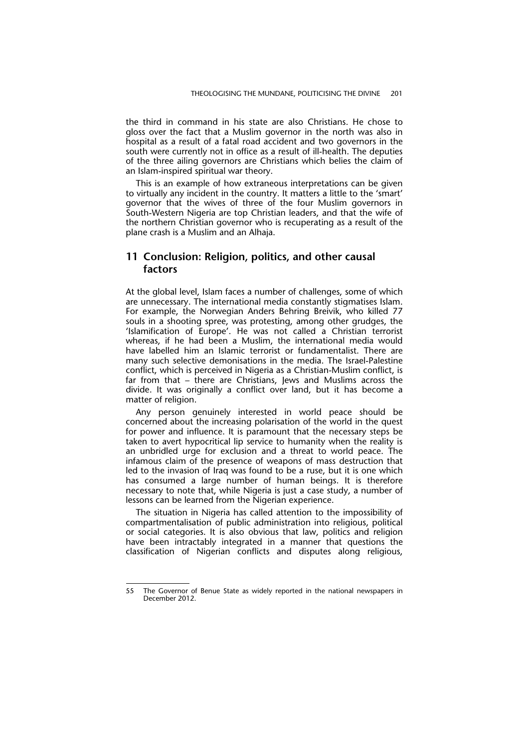the third in command in his state are also Christians. He chose to gloss over the fact that a Muslim governor in the north was also in hospital as a result of a fatal road accident and two governors in the south were currently not in office as a result of ill-health. The deputies of the three ailing governors are Christians which belies the claim of an Islam-inspired spiritual war theory.

This is an example of how extraneous interpretations can be given to virtually any incident in the country. It matters a little to the 'smart' governor that the wives of three of the four Muslim governors in South-Western Nigeria are top Christian leaders, and that the wife of the northern Christian governor who is recuperating as a result of the plane crash is a Muslim and an Alhaja.

## 11 Conclusion: Religion, politics, and other causal factors

At the global level, Islam faces a number of challenges, some of which are unnecessary. The international media constantly stigmatises Islam. For example, the Norwegian Anders Behring Breivik, who killed 77 souls in a shooting spree, was protesting, among other grudges, the 'Islamification of Europe'. He was not called a Christian terrorist whereas, if he had been a Muslim, the international media would have labelled him an Islamic terrorist or fundamentalist. There are many such selective demonisations in the media. The Israel-Palestine conflict, which is perceived in Nigeria as a Christian-Muslim conflict, is far from that – there are Christians, Jews and Muslims across the divide. It was originally a conflict over land, but it has become a matter of religion.

Any person genuinely interested in world peace should be concerned about the increasing polarisation of the world in the quest for power and influence. It is paramount that the necessary steps be taken to avert hypocritical lip service to humanity when the reality is an unbridled urge for exclusion and a threat to world peace. The infamous claim of the presence of weapons of mass destruction that led to the invasion of Iraq was found to be a ruse, but it is one which has consumed a large number of human beings. It is therefore necessary to note that, while Nigeria is just a case study, a number of lessons can be learned from the Nigerian experience.

The situation in Nigeria has called attention to the impossibility of compartmentalisation of public administration into religious, political or social categories. It is also obvious that law, politics and religion have been intractably integrated in a manner that questions the classification of Nigerian conflicts and disputes along religious,

---

55 The Governor of Benue State as widely reported in the national newspapers in December 2012.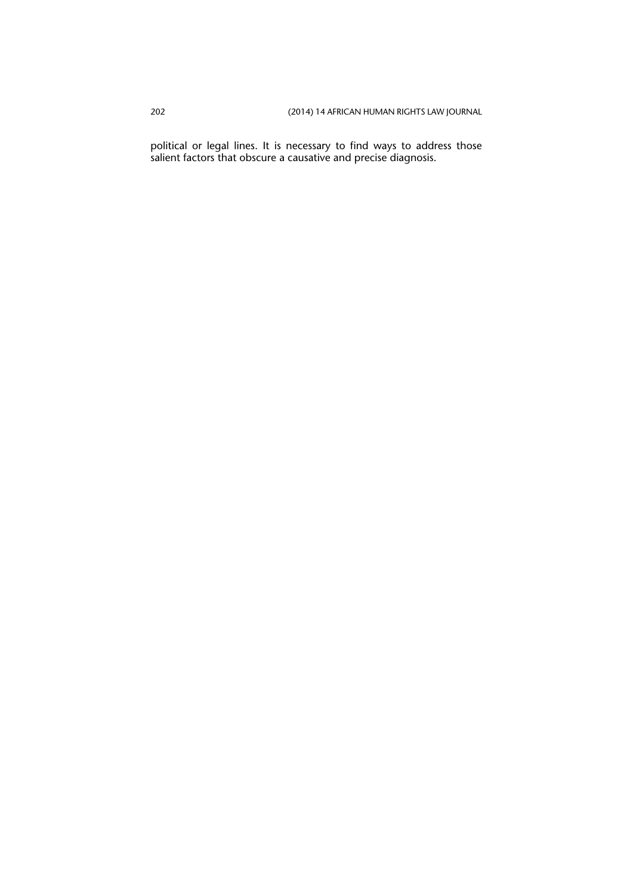political or legal lines. It is necessary to find ways to address those salient factors that obscure a causative and precise diagnosis.